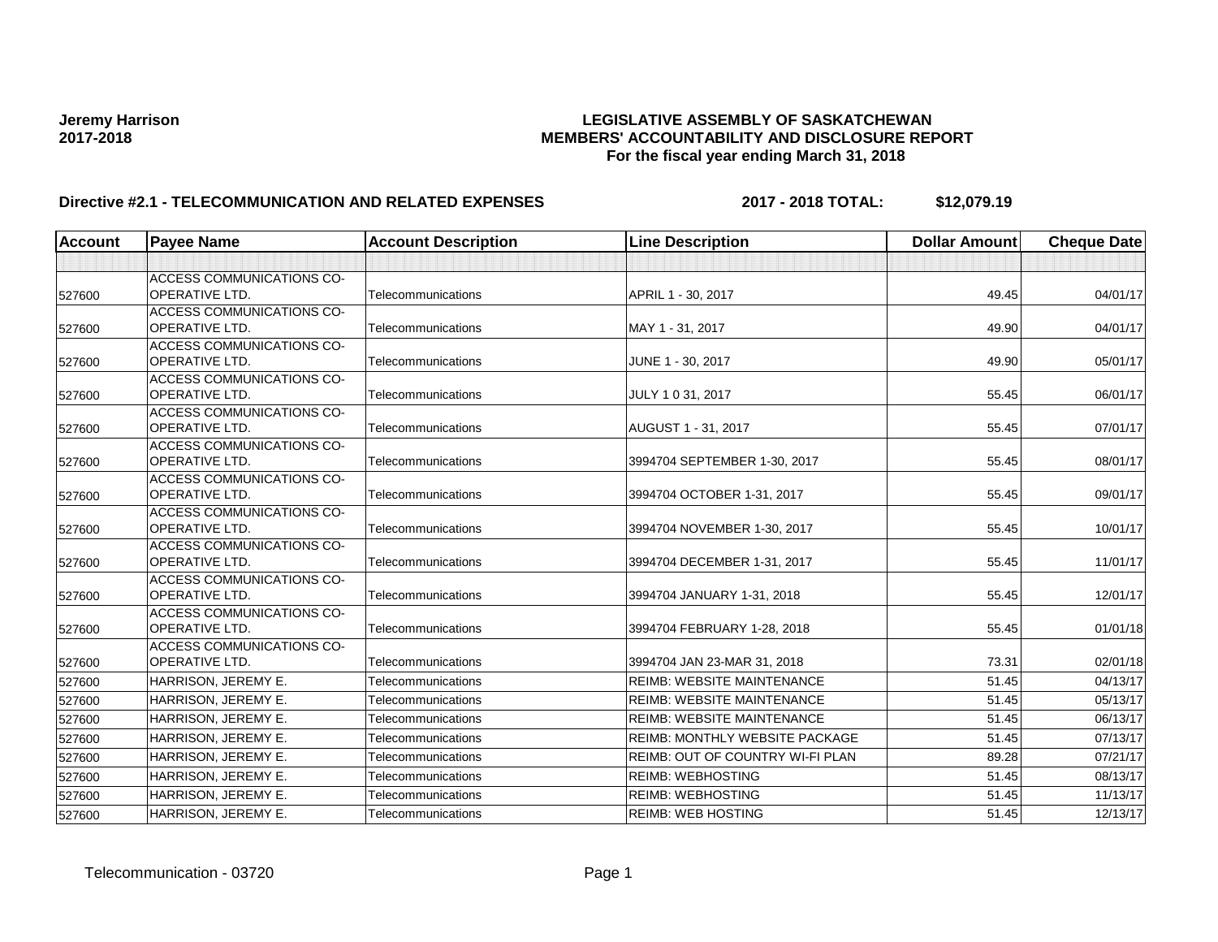**Jeremy Harrison**
**2017-2018**

**LEGISLATIVE ASSEMBLY OF SASKATCHEWAN**
**MEMBERS' ACCOUNTABILITY AND DISCLOSURE REPORT**
**For the fiscal year ending March 31, 2018**

**Directive #2.1 - TELECOMMUNICATION AND RELATED EXPENSES** **2017 - 2018 TOTAL: $12,079.19**

| Account | Payee Name | Account Description | Line Description | Dollar Amount | Cheque Date |
|---|---|---|---|---|---|
| | | | | | |
| 527600 | ACCESS COMMUNICATIONS CO-OPERATIVE LTD. | Telecommunications | APRIL 1 - 30, 2017 | 49.45 | 04/01/17 |
| 527600 | ACCESS COMMUNICATIONS CO-OPERATIVE LTD. | Telecommunications | MAY 1 - 31, 2017 | 49.90 | 04/01/17 |
| 527600 | ACCESS COMMUNICATIONS CO-OPERATIVE LTD. | Telecommunications | JUNE 1 - 30, 2017 | 49.90 | 05/01/17 |
| 527600 | ACCESS COMMUNICATIONS CO-OPERATIVE LTD. | Telecommunications | JULY 1 0 31, 2017 | 55.45 | 06/01/17 |
| 527600 | ACCESS COMMUNICATIONS CO-OPERATIVE LTD. | Telecommunications | AUGUST 1 - 31, 2017 | 55.45 | 07/01/17 |
| 527600 | ACCESS COMMUNICATIONS CO-OPERATIVE LTD. | Telecommunications | 3994704 SEPTEMBER 1-30, 2017 | 55.45 | 08/01/17 |
| 527600 | ACCESS COMMUNICATIONS CO-OPERATIVE LTD. | Telecommunications | 3994704 OCTOBER 1-31, 2017 | 55.45 | 09/01/17 |
| 527600 | ACCESS COMMUNICATIONS CO-OPERATIVE LTD. | Telecommunications | 3994704 NOVEMBER 1-30, 2017 | 55.45 | 10/01/17 |
| 527600 | ACCESS COMMUNICATIONS CO-OPERATIVE LTD. | Telecommunications | 3994704 DECEMBER 1-31, 2017 | 55.45 | 11/01/17 |
| 527600 | ACCESS COMMUNICATIONS CO-OPERATIVE LTD. | Telecommunications | 3994704 JANUARY 1-31, 2018 | 55.45 | 12/01/17 |
| 527600 | ACCESS COMMUNICATIONS CO-OPERATIVE LTD. | Telecommunications | 3994704 FEBRUARY 1-28, 2018 | 55.45 | 01/01/18 |
| 527600 | ACCESS COMMUNICATIONS CO-OPERATIVE LTD. | Telecommunications | 3994704 JAN 23-MAR 31, 2018 | 73.31 | 02/01/18 |
| 527600 | HARRISON, JEREMY E. | Telecommunications | REIMB: WEBSITE MAINTENANCE | 51.45 | 04/13/17 |
| 527600 | HARRISON, JEREMY E. | Telecommunications | REIMB: WEBSITE MAINTENANCE | 51.45 | 05/13/17 |
| 527600 | HARRISON, JEREMY E. | Telecommunications | REIMB: WEBSITE MAINTENANCE | 51.45 | 06/13/17 |
| 527600 | HARRISON, JEREMY E. | Telecommunications | REIMB: MONTHLY WEBSITE PACKAGE | 51.45 | 07/13/17 |
| 527600 | HARRISON, JEREMY E. | Telecommunications | REIMB: OUT OF COUNTRY WI-FI PLAN | 89.28 | 07/21/17 |
| 527600 | HARRISON, JEREMY E. | Telecommunications | REIMB: WEBHOSTING | 51.45 | 08/13/17 |
| 527600 | HARRISON, JEREMY E. | Telecommunications | REIMB: WEBHOSTING | 51.45 | 11/13/17 |
| 527600 | HARRISON, JEREMY E. | Telecommunications | REIMB: WEB HOSTING | 51.45 | 12/13/17 |

Telecommunication - 03720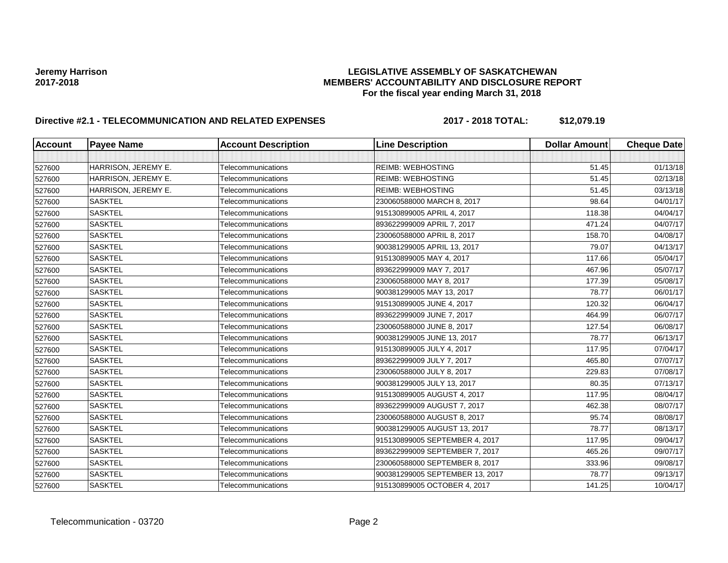**Jeremy Harrison**
**2017-2018**

**LEGISLATIVE ASSEMBLY OF SASKATCHEWAN**
**MEMBERS' ACCOUNTABILITY AND DISCLOSURE REPORT**
**For the fiscal year ending March 31, 2018**

**Directive #2.1 - TELECOMMUNICATION AND RELATED EXPENSES** **2017 - 2018 TOTAL: $12,079.19**

| Account | Payee Name | Account Description | Line Description | Dollar Amount | Cheque Date |
|---|---|---|---|---|---|
| | | | | | |
| 527600 | HARRISON, JEREMY E. | Telecommunications | REIMB: WEBHOSTING | 51.45 | 01/13/18 |
| 527600 | HARRISON, JEREMY E. | Telecommunications | REIMB: WEBHOSTING | 51.45 | 02/13/18 |
| 527600 | HARRISON, JEREMY E. | Telecommunications | REIMB: WEBHOSTING | 51.45 | 03/13/18 |
| 527600 | SASKTEL | Telecommunications | 230060588000 MARCH 8, 2017 | 98.64 | 04/01/17 |
| 527600 | SASKTEL | Telecommunications | 915130899005 APRIL 4, 2017 | 118.38 | 04/04/17 |
| 527600 | SASKTEL | Telecommunications | 893622999009 APRIL 7, 2017 | 471.24 | 04/07/17 |
| 527600 | SASKTEL | Telecommunications | 230060588000 APRIL 8, 2017 | 158.70 | 04/08/17 |
| 527600 | SASKTEL | Telecommunications | 900381299005 APRIL 13, 2017 | 79.07 | 04/13/17 |
| 527600 | SASKTEL | Telecommunications | 915130899005 MAY 4, 2017 | 117.66 | 05/04/17 |
| 527600 | SASKTEL | Telecommunications | 893622999009 MAY 7, 2017 | 467.96 | 05/07/17 |
| 527600 | SASKTEL | Telecommunications | 230060588000 MAY 8, 2017 | 177.39 | 05/08/17 |
| 527600 | SASKTEL | Telecommunications | 900381299005 MAY 13, 2017 | 78.77 | 06/01/17 |
| 527600 | SASKTEL | Telecommunications | 915130899005 JUNE 4, 2017 | 120.32 | 06/04/17 |
| 527600 | SASKTEL | Telecommunications | 893622999009 JUNE 7, 2017 | 464.99 | 06/07/17 |
| 527600 | SASKTEL | Telecommunications | 230060588000 JUNE 8, 2017 | 127.54 | 06/08/17 |
| 527600 | SASKTEL | Telecommunications | 900381299005 JUNE 13, 2017 | 78.77 | 06/13/17 |
| 527600 | SASKTEL | Telecommunications | 915130899005 JULY 4, 2017 | 117.95 | 07/04/17 |
| 527600 | SASKTEL | Telecommunications | 893622999009 JULY 7, 2017 | 465.80 | 07/07/17 |
| 527600 | SASKTEL | Telecommunications | 230060588000 JULY 8, 2017 | 229.83 | 07/08/17 |
| 527600 | SASKTEL | Telecommunications | 900381299005 JULY 13, 2017 | 80.35 | 07/13/17 |
| 527600 | SASKTEL | Telecommunications | 915130899005 AUGUST 4, 2017 | 117.95 | 08/04/17 |
| 527600 | SASKTEL | Telecommunications | 893622999009 AUGUST 7, 2017 | 462.38 | 08/07/17 |
| 527600 | SASKTEL | Telecommunications | 230060588000 AUGUST 8, 2017 | 95.74 | 08/08/17 |
| 527600 | SASKTEL | Telecommunications | 900381299005 AUGUST 13, 2017 | 78.77 | 08/13/17 |
| 527600 | SASKTEL | Telecommunications | 915130899005 SEPTEMBER 4, 2017 | 117.95 | 09/04/17 |
| 527600 | SASKTEL | Telecommunications | 893622999009 SEPTEMBER 7, 2017 | 465.26 | 09/07/17 |
| 527600 | SASKTEL | Telecommunications | 230060588000 SEPTEMBER 8, 2017 | 333.96 | 09/08/17 |
| 527600 | SASKTEL | Telecommunications | 900381299005 SEPTEMBER 13, 2017 | 78.77 | 09/13/17 |
| 527600 | SASKTEL | Telecommunications | 915130899005 OCTOBER 4, 2017 | 141.25 | 10/04/17 |

Telecommunication - 03720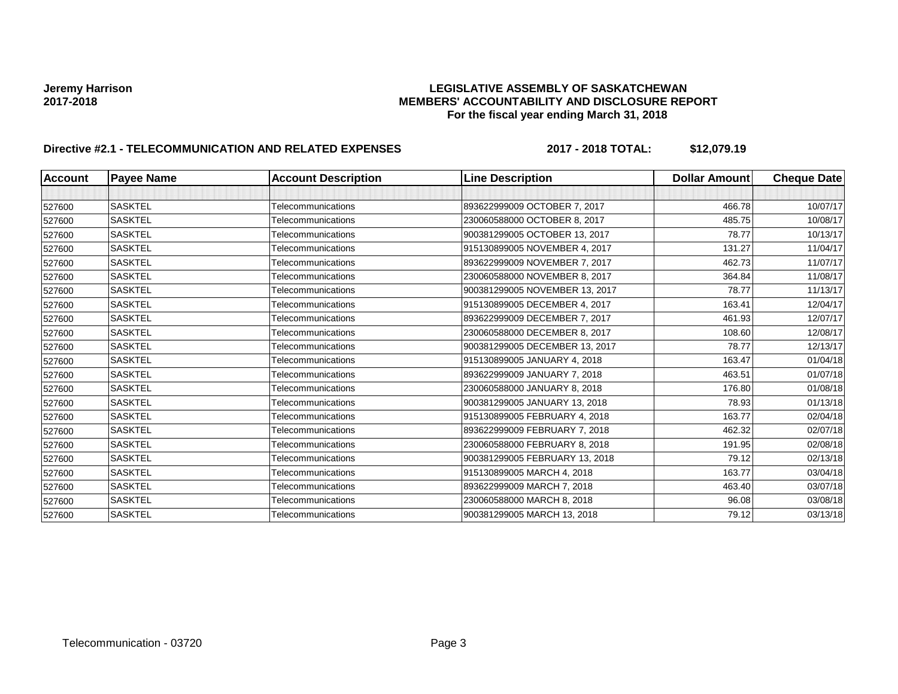**Jeremy Harrison**
**2017-2018**

**LEGISLATIVE ASSEMBLY OF SASKATCHEWAN**
**MEMBERS' ACCOUNTABILITY AND DISCLOSURE REPORT**
**For the fiscal year ending March 31, 2018**

**Directive #2.1 - TELECOMMUNICATION AND RELATED EXPENSES** **2017 - 2018 TOTAL: $12,079.19**

| Account | Payee Name | Account Description | Line Description | Dollar Amount | Cheque Date |
|---|---|---|---|---|---|
| | | | | | |
| 527600 | SASKTEL | Telecommunications | 893622999009 OCTOBER 7, 2017 | 466.78 | 10/07/17 |
| 527600 | SASKTEL | Telecommunications | 230060588000 OCTOBER 8, 2017 | 485.75 | 10/08/17 |
| 527600 | SASKTEL | Telecommunications | 900381299005 OCTOBER 13, 2017 | 78.77 | 10/13/17 |
| 527600 | SASKTEL | Telecommunications | 915130899005 NOVEMBER 4, 2017 | 131.27 | 11/04/17 |
| 527600 | SASKTEL | Telecommunications | 893622999009 NOVEMBER 7, 2017 | 462.73 | 11/07/17 |
| 527600 | SASKTEL | Telecommunications | 230060588000 NOVEMBER 8, 2017 | 364.84 | 11/08/17 |
| 527600 | SASKTEL | Telecommunications | 900381299005 NOVEMBER 13, 2017 | 78.77 | 11/13/17 |
| 527600 | SASKTEL | Telecommunications | 915130899005 DECEMBER 4, 2017 | 163.41 | 12/04/17 |
| 527600 | SASKTEL | Telecommunications | 893622999009 DECEMBER 7, 2017 | 461.93 | 12/07/17 |
| 527600 | SASKTEL | Telecommunications | 230060588000 DECEMBER 8, 2017 | 108.60 | 12/08/17 |
| 527600 | SASKTEL | Telecommunications | 900381299005 DECEMBER 13, 2017 | 78.77 | 12/13/17 |
| 527600 | SASKTEL | Telecommunications | 915130899005 JANUARY 4, 2018 | 163.47 | 01/04/18 |
| 527600 | SASKTEL | Telecommunications | 893622999009 JANUARY 7, 2018 | 463.51 | 01/07/18 |
| 527600 | SASKTEL | Telecommunications | 230060588000 JANUARY 8, 2018 | 176.80 | 01/08/18 |
| 527600 | SASKTEL | Telecommunications | 900381299005 JANUARY 13, 2018 | 78.93 | 01/13/18 |
| 527600 | SASKTEL | Telecommunications | 915130899005 FEBRUARY 4, 2018 | 163.77 | 02/04/18 |
| 527600 | SASKTEL | Telecommunications | 893622999009 FEBRUARY 7, 2018 | 462.32 | 02/07/18 |
| 527600 | SASKTEL | Telecommunications | 230060588000 FEBRUARY 8, 2018 | 191.95 | 02/08/18 |
| 527600 | SASKTEL | Telecommunications | 900381299005 FEBRUARY 13, 2018 | 79.12 | 02/13/18 |
| 527600 | SASKTEL | Telecommunications | 915130899005 MARCH 4, 2018 | 163.77 | 03/04/18 |
| 527600 | SASKTEL | Telecommunications | 893622999009 MARCH 7, 2018 | 463.40 | 03/07/18 |
| 527600 | SASKTEL | Telecommunications | 230060588000 MARCH 8, 2018 | 96.08 | 03/08/18 |
| 527600 | SASKTEL | Telecommunications | 900381299005 MARCH 13, 2018 | 79.12 | 03/13/18 |

Telecommunication - 03720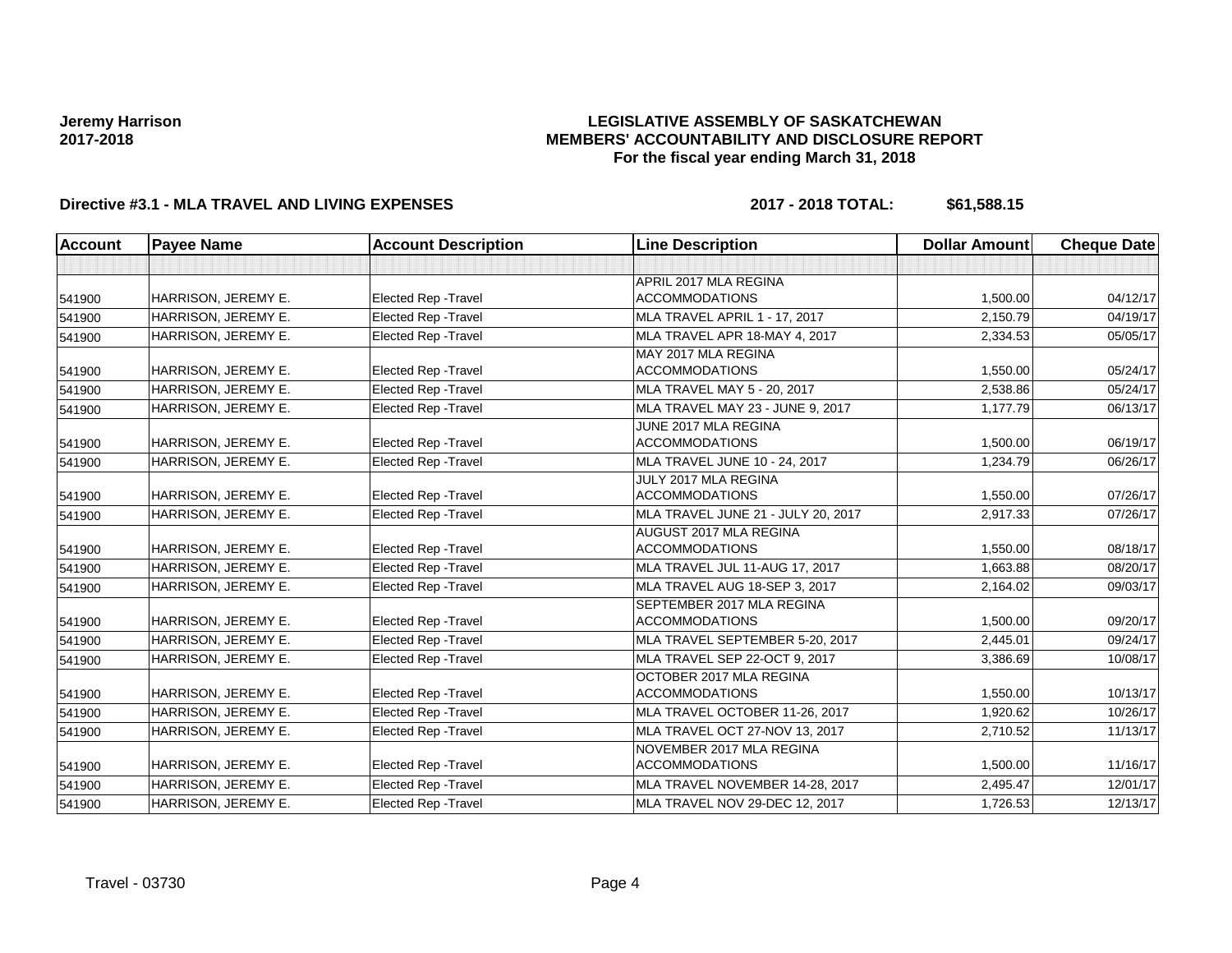**Jeremy Harrison**
**2017-2018**

**LEGISLATIVE ASSEMBLY OF SASKATCHEWAN**
**MEMBERS' ACCOUNTABILITY AND DISCLOSURE REPORT**
**For the fiscal year ending March 31, 2018**

**Directive #3.1 - MLA TRAVEL AND LIVING EXPENSES** **2017 - 2018 TOTAL: $61,588.15**

| Account | Payee Name | Account Description | Line Description | Dollar Amount | Cheque Date |
|---|---|---|---|---|---|
| | | | | | |
| 541900 | HARRISON, JEREMY E. | Elected Rep -Travel | APRIL 2017 MLA REGINA ACCOMMODATIONS | 1,500.00 | 04/12/17 |
| 541900 | HARRISON, JEREMY E. | Elected Rep -Travel | MLA TRAVEL APRIL 1 - 17, 2017 | 2,150.79 | 04/19/17 |
| 541900 | HARRISON, JEREMY E. | Elected Rep -Travel | MLA TRAVEL APR 18-MAY 4, 2017 | 2,334.53 | 05/05/17 |
| 541900 | HARRISON, JEREMY E. | Elected Rep -Travel | MAY 2017 MLA REGINA ACCOMMODATIONS | 1,550.00 | 05/24/17 |
| 541900 | HARRISON, JEREMY E. | Elected Rep -Travel | MLA TRAVEL MAY 5 - 20, 2017 | 2,538.86 | 05/24/17 |
| 541900 | HARRISON, JEREMY E. | Elected Rep -Travel | MLA TRAVEL MAY 23 - JUNE 9, 2017 | 1,177.79 | 06/13/17 |
| 541900 | HARRISON, JEREMY E. | Elected Rep -Travel | JUNE 2017 MLA REGINA ACCOMMODATIONS | 1,500.00 | 06/19/17 |
| 541900 | HARRISON, JEREMY E. | Elected Rep -Travel | MLA TRAVEL JUNE 10 - 24, 2017 | 1,234.79 | 06/26/17 |
| 541900 | HARRISON, JEREMY E. | Elected Rep -Travel | JULY 2017 MLA REGINA ACCOMMODATIONS | 1,550.00 | 07/26/17 |
| 541900 | HARRISON, JEREMY E. | Elected Rep -Travel | MLA TRAVEL JUNE 21 - JULY 20, 2017 | 2,917.33 | 07/26/17 |
| 541900 | HARRISON, JEREMY E. | Elected Rep -Travel | AUGUST 2017 MLA REGINA ACCOMMODATIONS | 1,550.00 | 08/18/17 |
| 541900 | HARRISON, JEREMY E. | Elected Rep -Travel | MLA TRAVEL JUL 11-AUG 17, 2017 | 1,663.88 | 08/20/17 |
| 541900 | HARRISON, JEREMY E. | Elected Rep -Travel | MLA TRAVEL AUG 18-SEP 3, 2017 | 2,164.02 | 09/03/17 |
| 541900 | HARRISON, JEREMY E. | Elected Rep -Travel | SEPTEMBER 2017 MLA REGINA ACCOMMODATIONS | 1,500.00 | 09/20/17 |
| 541900 | HARRISON, JEREMY E. | Elected Rep -Travel | MLA TRAVEL SEPTEMBER 5-20, 2017 | 2,445.01 | 09/24/17 |
| 541900 | HARRISON, JEREMY E. | Elected Rep -Travel | MLA TRAVEL SEP 22-OCT 9, 2017 | 3,386.69 | 10/08/17 |
| 541900 | HARRISON, JEREMY E. | Elected Rep -Travel | OCTOBER 2017 MLA REGINA ACCOMMODATIONS | 1,550.00 | 10/13/17 |
| 541900 | HARRISON, JEREMY E. | Elected Rep -Travel | MLA TRAVEL OCTOBER 11-26, 2017 | 1,920.62 | 10/26/17 |
| 541900 | HARRISON, JEREMY E. | Elected Rep -Travel | MLA TRAVEL OCT 27-NOV 13, 2017 | 2,710.52 | 11/13/17 |
| 541900 | HARRISON, JEREMY E. | Elected Rep -Travel | NOVEMBER 2017 MLA REGINA ACCOMMODATIONS | 1,500.00 | 11/16/17 |
| 541900 | HARRISON, JEREMY E. | Elected Rep -Travel | MLA TRAVEL NOVEMBER 14-28, 2017 | 2,495.47 | 12/01/17 |
| 541900 | HARRISON, JEREMY E. | Elected Rep -Travel | MLA TRAVEL NOV 29-DEC 12, 2017 | 1,726.53 | 12/13/17 |

Travel - 03730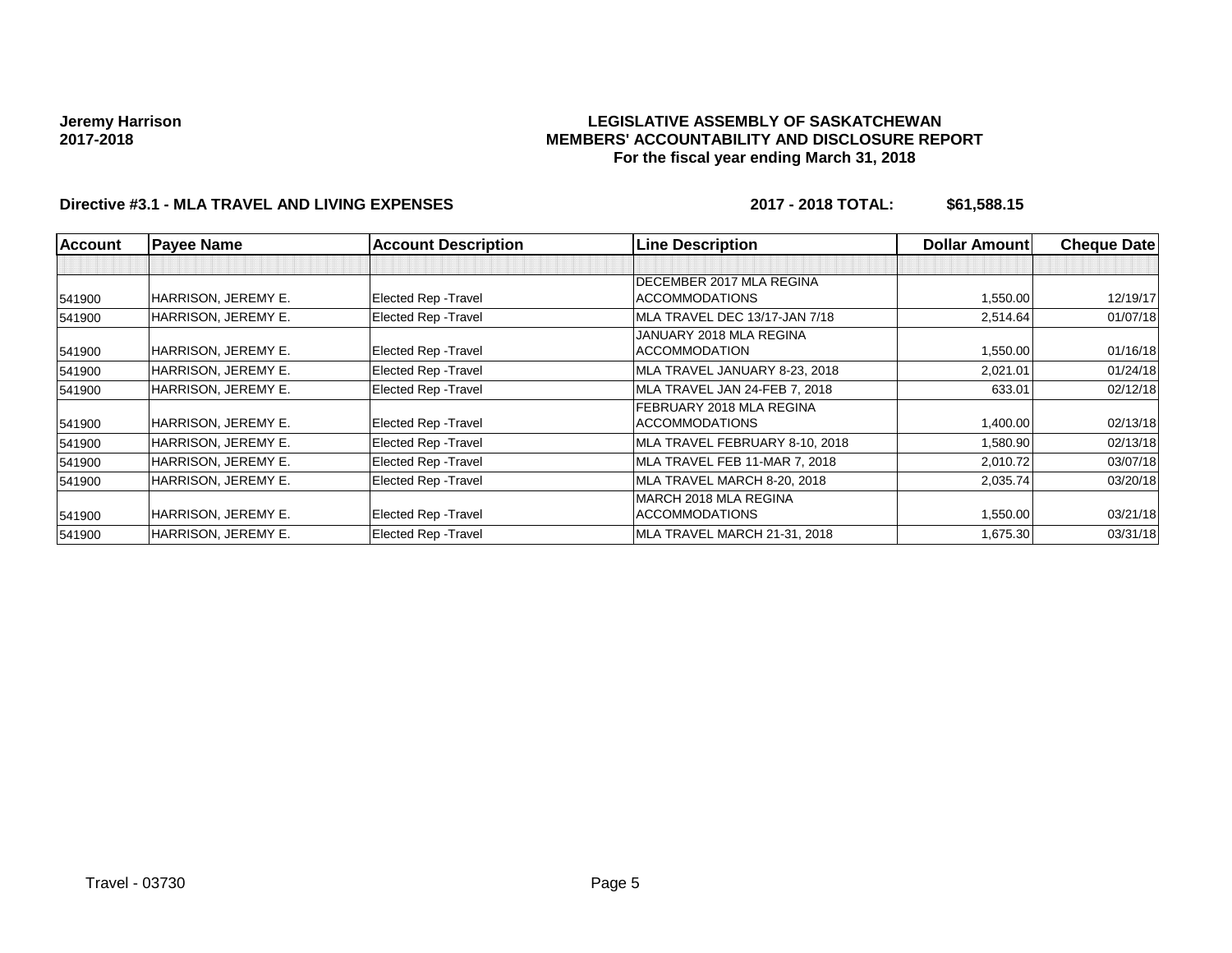**Jeremy Harrison**
**2017-2018**

**LEGISLATIVE ASSEMBLY OF SASKATCHEWAN**
**MEMBERS' ACCOUNTABILITY AND DISCLOSURE REPORT**
**For the fiscal year ending March 31, 2018**

**Directive #3.1 - MLA TRAVEL AND LIVING EXPENSES** **2017 - 2018 TOTAL: $61,588.15**

| Account | Payee Name | Account Description | Line Description | Dollar Amount | Cheque Date |
|---|---|---|---|---|---|
| | | | | | |
| 541900 | HARRISON, JEREMY E. | Elected Rep -Travel | DECEMBER 2017 MLA REGINA ACCOMMODATIONS | 1,550.00 | 12/19/17 |
| 541900 | HARRISON, JEREMY E. | Elected Rep -Travel | MLA TRAVEL DEC 13/17-JAN 7/18 | 2,514.64 | 01/07/18 |
| 541900 | HARRISON, JEREMY E. | Elected Rep -Travel | JANUARY 2018 MLA REGINA ACCOMMODATION | 1,550.00 | 01/16/18 |
| 541900 | HARRISON, JEREMY E. | Elected Rep -Travel | MLA TRAVEL JANUARY 8-23, 2018 | 2,021.01 | 01/24/18 |
| 541900 | HARRISON, JEREMY E. | Elected Rep -Travel | MLA TRAVEL JAN 24-FEB 7, 2018 | 633.01 | 02/12/18 |
| 541900 | HARRISON, JEREMY E. | Elected Rep -Travel | FEBRUARY 2018 MLA REGINA ACCOMMODATIONS | 1,400.00 | 02/13/18 |
| 541900 | HARRISON, JEREMY E. | Elected Rep -Travel | MLA TRAVEL FEBRUARY 8-10, 2018 | 1,580.90 | 02/13/18 |
| 541900 | HARRISON, JEREMY E. | Elected Rep -Travel | MLA TRAVEL FEB 11-MAR 7, 2018 | 2,010.72 | 03/07/18 |
| 541900 | HARRISON, JEREMY E. | Elected Rep -Travel | MLA TRAVEL MARCH 8-20, 2018 | 2,035.74 | 03/20/18 |
| 541900 | HARRISON, JEREMY E. | Elected Rep -Travel | MARCH 2018 MLA REGINA ACCOMMODATIONS | 1,550.00 | 03/21/18 |
| 541900 | HARRISON, JEREMY E. | Elected Rep -Travel | MLA TRAVEL MARCH 21-31, 2018 | 1,675.30 | 03/31/18 |

Travel - 03730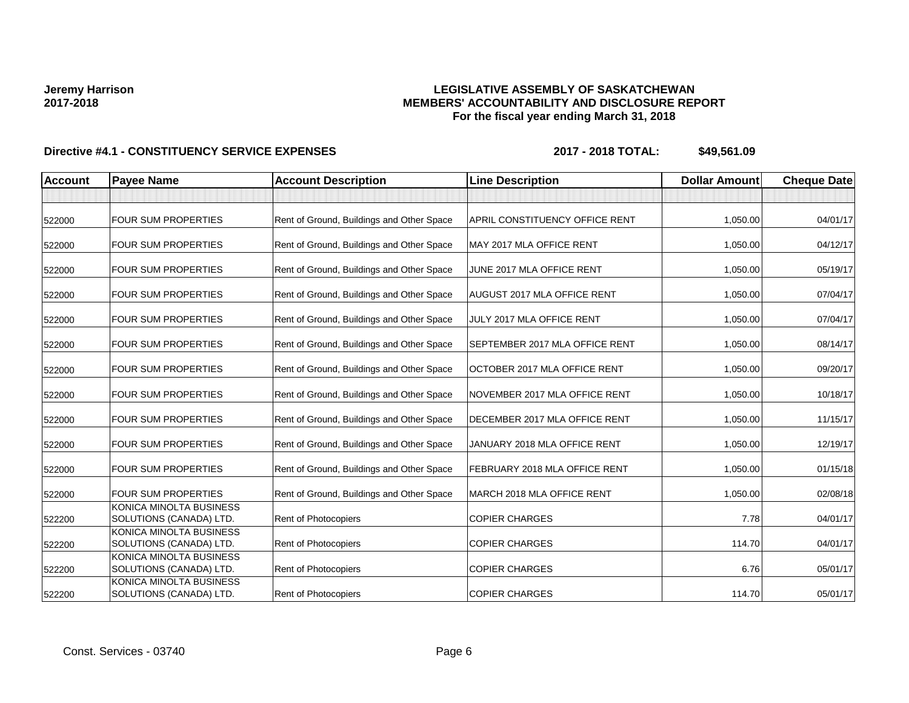**Jeremy Harrison**
**2017-2018**

**LEGISLATIVE ASSEMBLY OF SASKATCHEWAN**
**MEMBERS' ACCOUNTABILITY AND DISCLOSURE REPORT**
**For the fiscal year ending March 31, 2018**

**Directive #4.1 - CONSTITUENCY SERVICE EXPENSES** **2017 - 2018 TOTAL: $49,561.09**

| Account | Payee Name | Account Description | Line Description | Dollar Amount | Cheque Date |
|---|---|---|---|---|---|
| | | | | | |
| 522000 | FOUR SUM PROPERTIES | Rent of Ground, Buildings and Other Space | APRIL CONSTITUENCY OFFICE RENT | 1,050.00 | 04/01/17 |
| 522000 | FOUR SUM PROPERTIES | Rent of Ground, Buildings and Other Space | MAY 2017 MLA OFFICE RENT | 1,050.00 | 04/12/17 |
| 522000 | FOUR SUM PROPERTIES | Rent of Ground, Buildings and Other Space | JUNE 2017 MLA OFFICE RENT | 1,050.00 | 05/19/17 |
| 522000 | FOUR SUM PROPERTIES | Rent of Ground, Buildings and Other Space | AUGUST 2017 MLA OFFICE RENT | 1,050.00 | 07/04/17 |
| 522000 | FOUR SUM PROPERTIES | Rent of Ground, Buildings and Other Space | JULY 2017 MLA OFFICE RENT | 1,050.00 | 07/04/17 |
| 522000 | FOUR SUM PROPERTIES | Rent of Ground, Buildings and Other Space | SEPTEMBER 2017 MLA OFFICE RENT | 1,050.00 | 08/14/17 |
| 522000 | FOUR SUM PROPERTIES | Rent of Ground, Buildings and Other Space | OCTOBER 2017 MLA OFFICE RENT | 1,050.00 | 09/20/17 |
| 522000 | FOUR SUM PROPERTIES | Rent of Ground, Buildings and Other Space | NOVEMBER 2017 MLA OFFICE RENT | 1,050.00 | 10/18/17 |
| 522000 | FOUR SUM PROPERTIES | Rent of Ground, Buildings and Other Space | DECEMBER 2017 MLA OFFICE RENT | 1,050.00 | 11/15/17 |
| 522000 | FOUR SUM PROPERTIES | Rent of Ground, Buildings and Other Space | JANUARY 2018 MLA OFFICE RENT | 1,050.00 | 12/19/17 |
| 522000 | FOUR SUM PROPERTIES | Rent of Ground, Buildings and Other Space | FEBRUARY 2018 MLA OFFICE RENT | 1,050.00 | 01/15/18 |
| 522000 | FOUR SUM PROPERTIES | Rent of Ground, Buildings and Other Space | MARCH 2018 MLA OFFICE RENT | 1,050.00 | 02/08/18 |
| 522200 | KONICA MINOLTA BUSINESS SOLUTIONS (CANADA) LTD. | Rent of Photocopiers | COPIER CHARGES | 7.78 | 04/01/17 |
| 522200 | KONICA MINOLTA BUSINESS SOLUTIONS (CANADA) LTD. | Rent of Photocopiers | COPIER CHARGES | 114.70 | 04/01/17 |
| 522200 | KONICA MINOLTA BUSINESS SOLUTIONS (CANADA) LTD. | Rent of Photocopiers | COPIER CHARGES | 6.76 | 05/01/17 |
| 522200 | KONICA MINOLTA BUSINESS SOLUTIONS (CANADA) LTD. | Rent of Photocopiers | COPIER CHARGES | 114.70 | 05/01/17 |

Const. Services - 03740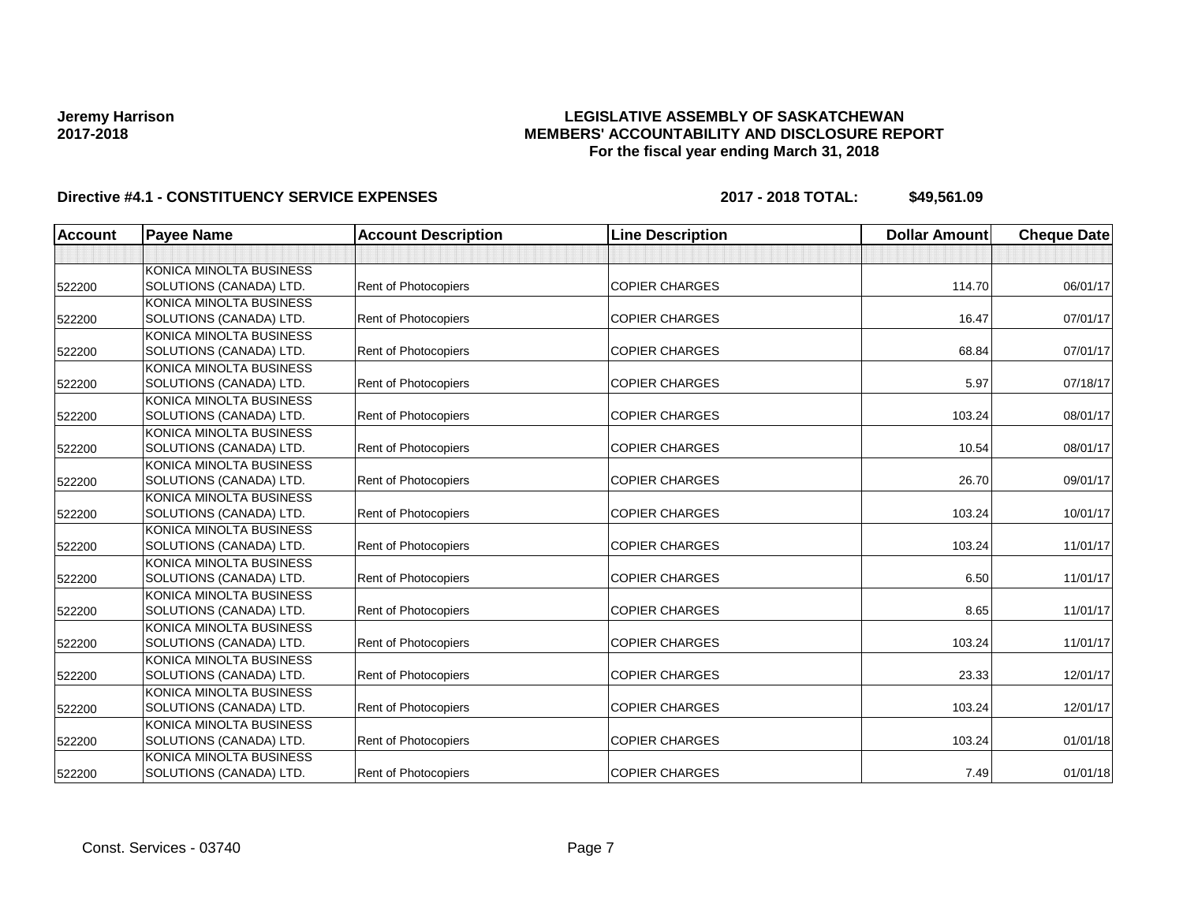**Jeremy Harrison**
**2017-2018**

**LEGISLATIVE ASSEMBLY OF SASKATCHEWAN**
**MEMBERS' ACCOUNTABILITY AND DISCLOSURE REPORT**
**For the fiscal year ending March 31, 2018**

**Directive #4.1 - CONSTITUENCY SERVICE EXPENSES** **2017 - 2018 TOTAL: $49,561.09**

| Account | Payee Name | Account Description | Line Description | Dollar Amount | Cheque Date |
|---|---|---|---|---|---|
| | | | | | |
| 522200 | KONICA MINOLTA BUSINESS SOLUTIONS (CANADA) LTD. | Rent of Photocopiers | COPIER CHARGES | 114.70 | 06/01/17 |
| 522200 | KONICA MINOLTA BUSINESS SOLUTIONS (CANADA) LTD. | Rent of Photocopiers | COPIER CHARGES | 16.47 | 07/01/17 |
| 522200 | KONICA MINOLTA BUSINESS SOLUTIONS (CANADA) LTD. | Rent of Photocopiers | COPIER CHARGES | 68.84 | 07/01/17 |
| 522200 | KONICA MINOLTA BUSINESS SOLUTIONS (CANADA) LTD. | Rent of Photocopiers | COPIER CHARGES | 5.97 | 07/18/17 |
| 522200 | KONICA MINOLTA BUSINESS SOLUTIONS (CANADA) LTD. | Rent of Photocopiers | COPIER CHARGES | 103.24 | 08/01/17 |
| 522200 | KONICA MINOLTA BUSINESS SOLUTIONS (CANADA) LTD. | Rent of Photocopiers | COPIER CHARGES | 10.54 | 08/01/17 |
| 522200 | KONICA MINOLTA BUSINESS SOLUTIONS (CANADA) LTD. | Rent of Photocopiers | COPIER CHARGES | 26.70 | 09/01/17 |
| 522200 | KONICA MINOLTA BUSINESS SOLUTIONS (CANADA) LTD. | Rent of Photocopiers | COPIER CHARGES | 103.24 | 10/01/17 |
| 522200 | KONICA MINOLTA BUSINESS SOLUTIONS (CANADA) LTD. | Rent of Photocopiers | COPIER CHARGES | 103.24 | 11/01/17 |
| 522200 | KONICA MINOLTA BUSINESS SOLUTIONS (CANADA) LTD. | Rent of Photocopiers | COPIER CHARGES | 6.50 | 11/01/17 |
| 522200 | KONICA MINOLTA BUSINESS SOLUTIONS (CANADA) LTD. | Rent of Photocopiers | COPIER CHARGES | 8.65 | 11/01/17 |
| 522200 | KONICA MINOLTA BUSINESS SOLUTIONS (CANADA) LTD. | Rent of Photocopiers | COPIER CHARGES | 103.24 | 11/01/17 |
| 522200 | KONICA MINOLTA BUSINESS SOLUTIONS (CANADA) LTD. | Rent of Photocopiers | COPIER CHARGES | 23.33 | 12/01/17 |
| 522200 | KONICA MINOLTA BUSINESS SOLUTIONS (CANADA) LTD. | Rent of Photocopiers | COPIER CHARGES | 103.24 | 12/01/17 |
| 522200 | KONICA MINOLTA BUSINESS SOLUTIONS (CANADA) LTD. | Rent of Photocopiers | COPIER CHARGES | 103.24 | 01/01/18 |
| 522200 | KONICA MINOLTA BUSINESS SOLUTIONS (CANADA) LTD. | Rent of Photocopiers | COPIER CHARGES | 7.49 | 01/01/18 |

Const. Services - 03740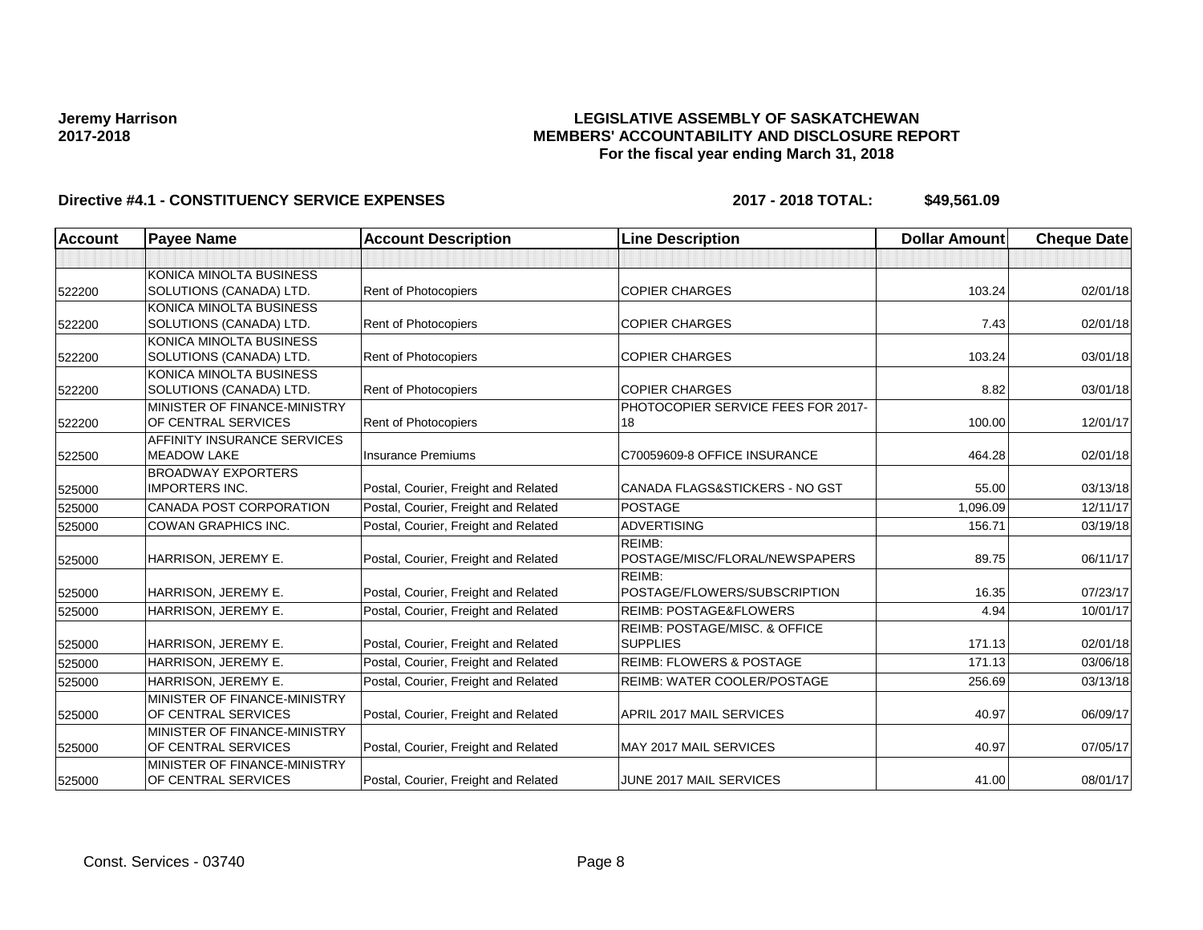**Jeremy Harrison**
**2017-2018**

**LEGISLATIVE ASSEMBLY OF SASKATCHEWAN**
**MEMBERS' ACCOUNTABILITY AND DISCLOSURE REPORT**
**For the fiscal year ending March 31, 2018**

**Directive #4.1 - CONSTITUENCY SERVICE EXPENSES** **2017 - 2018 TOTAL: $49,561.09**

| Account | Payee Name | Account Description | Line Description | Dollar Amount | Cheque Date |
|---|---|---|---|---|---|
| | | | | | |
| 522200 | KONICA MINOLTA BUSINESS SOLUTIONS (CANADA) LTD. | Rent of Photocopiers | COPIER CHARGES | 103.24 | 02/01/18 |
| 522200 | KONICA MINOLTA BUSINESS SOLUTIONS (CANADA) LTD. | Rent of Photocopiers | COPIER CHARGES | 7.43 | 02/01/18 |
| 522200 | KONICA MINOLTA BUSINESS SOLUTIONS (CANADA) LTD. | Rent of Photocopiers | COPIER CHARGES | 103.24 | 03/01/18 |
| 522200 | KONICA MINOLTA BUSINESS SOLUTIONS (CANADA) LTD. | Rent of Photocopiers | COPIER CHARGES | 8.82 | 03/01/18 |
| 522200 | MINISTER OF FINANCE-MINISTRY OF CENTRAL SERVICES | Rent of Photocopiers | PHOTOCOPIER SERVICE FEES FOR 2017-18 | 100.00 | 12/01/17 |
| 522500 | AFFINITY INSURANCE SERVICES MEADOW LAKE | Insurance Premiums | C70059609-8 OFFICE INSURANCE | 464.28 | 02/01/18 |
| 525000 | BROADWAY EXPORTERS IMPORTERS INC. | Postal, Courier, Freight and Related | CANADA FLAGS&STICKERS - NO GST | 55.00 | 03/13/18 |
| 525000 | CANADA POST CORPORATION | Postal, Courier, Freight and Related | POSTAGE | 1,096.09 | 12/11/17 |
| 525000 | COWAN GRAPHICS INC. | Postal, Courier, Freight and Related | ADVERTISING | 156.71 | 03/19/18 |
| 525000 | HARRISON, JEREMY E. | Postal, Courier, Freight and Related | REIMB: POSTAGE/MISC/FLORAL/NEWSPAPERS | 89.75 | 06/11/17 |
| 525000 | HARRISON, JEREMY E. | Postal, Courier, Freight and Related | REIMB: POSTAGE/FLOWERS/SUBSCRIPTION | 16.35 | 07/23/17 |
| 525000 | HARRISON, JEREMY E. | Postal, Courier, Freight and Related | REIMB: POSTAGE&FLOWERS | 4.94 | 10/01/17 |
| 525000 | HARRISON, JEREMY E. | Postal, Courier, Freight and Related | REIMB: POSTAGE/MISC. & OFFICE SUPPLIES | 171.13 | 02/01/18 |
| 525000 | HARRISON, JEREMY E. | Postal, Courier, Freight and Related | REIMB: FLOWERS & POSTAGE | 171.13 | 03/06/18 |
| 525000 | HARRISON, JEREMY E. | Postal, Courier, Freight and Related | REIMB: WATER COOLER/POSTAGE | 256.69 | 03/13/18 |
| 525000 | MINISTER OF FINANCE-MINISTRY OF CENTRAL SERVICES | Postal, Courier, Freight and Related | APRIL 2017 MAIL SERVICES | 40.97 | 06/09/17 |
| 525000 | MINISTER OF FINANCE-MINISTRY OF CENTRAL SERVICES | Postal, Courier, Freight and Related | MAY 2017 MAIL SERVICES | 40.97 | 07/05/17 |
| 525000 | MINISTER OF FINANCE-MINISTRY OF CENTRAL SERVICES | Postal, Courier, Freight and Related | JUNE 2017 MAIL SERVICES | 41.00 | 08/01/17 |

Const. Services - 03740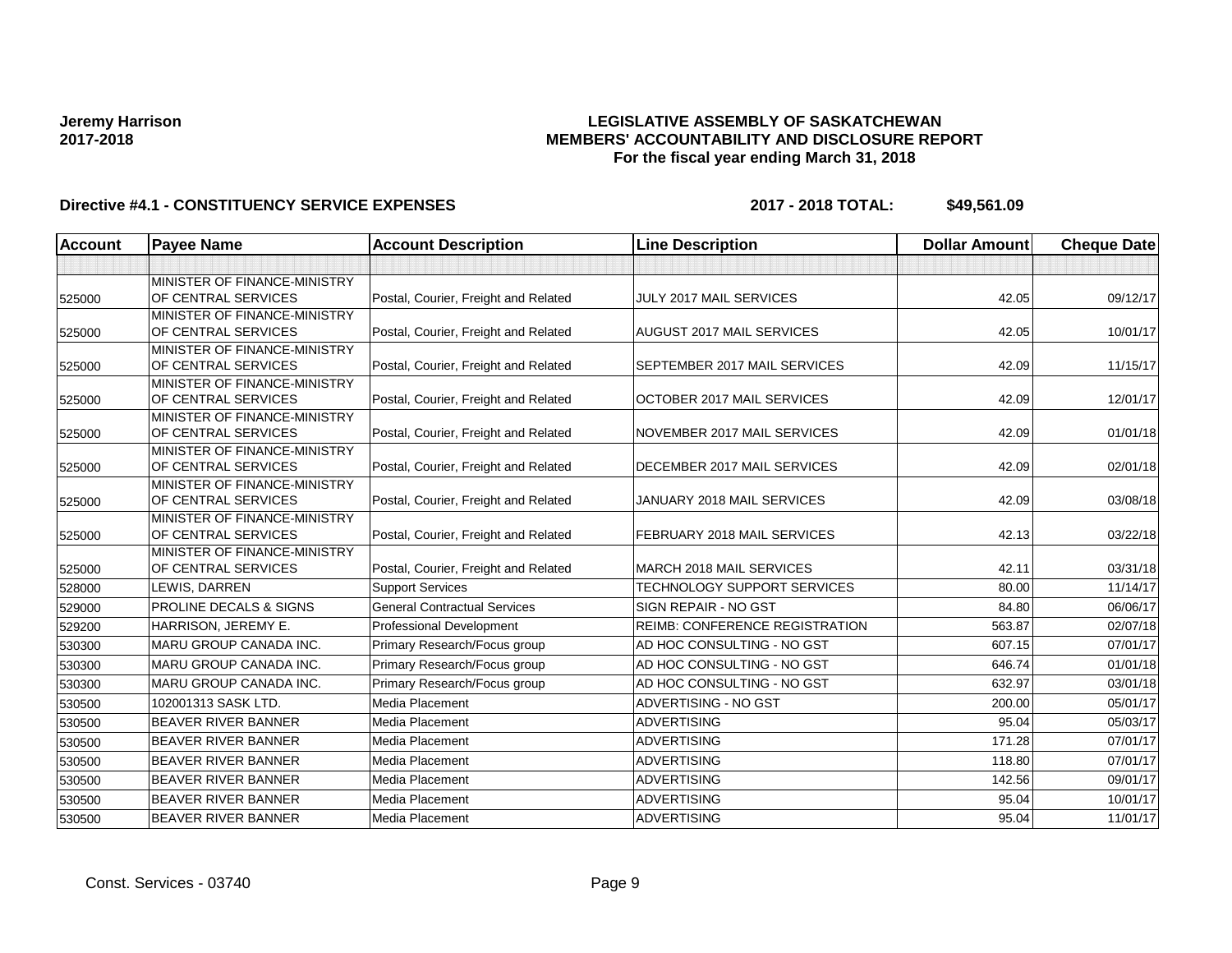**Jeremy Harrison**
**2017-2018**

**LEGISLATIVE ASSEMBLY OF SASKATCHEWAN**
**MEMBERS' ACCOUNTABILITY AND DISCLOSURE REPORT**
**For the fiscal year ending March 31, 2018**

**Directive #4.1 - CONSTITUENCY SERVICE EXPENSES** **2017 - 2018 TOTAL: $49,561.09**

| Account | Payee Name | Account Description | Line Description | Dollar Amount | Cheque Date |
|---|---|---|---|---|---|
| | | | | | |
| 525000 | MINISTER OF FINANCE-MINISTRY OF CENTRAL SERVICES | Postal, Courier, Freight and Related | JULY 2017 MAIL SERVICES | 42.05 | 09/12/17 |
| 525000 | MINISTER OF FINANCE-MINISTRY OF CENTRAL SERVICES | Postal, Courier, Freight and Related | AUGUST 2017 MAIL SERVICES | 42.05 | 10/01/17 |
| 525000 | MINISTER OF FINANCE-MINISTRY OF CENTRAL SERVICES | Postal, Courier, Freight and Related | SEPTEMBER 2017 MAIL SERVICES | 42.09 | 11/15/17 |
| 525000 | MINISTER OF FINANCE-MINISTRY OF CENTRAL SERVICES | Postal, Courier, Freight and Related | OCTOBER 2017 MAIL SERVICES | 42.09 | 12/01/17 |
| 525000 | MINISTER OF FINANCE-MINISTRY OF CENTRAL SERVICES | Postal, Courier, Freight and Related | NOVEMBER 2017 MAIL SERVICES | 42.09 | 01/01/18 |
| 525000 | MINISTER OF FINANCE-MINISTRY OF CENTRAL SERVICES | Postal, Courier, Freight and Related | DECEMBER 2017 MAIL SERVICES | 42.09 | 02/01/18 |
| 525000 | MINISTER OF FINANCE-MINISTRY OF CENTRAL SERVICES | Postal, Courier, Freight and Related | JANUARY 2018 MAIL SERVICES | 42.09 | 03/08/18 |
| 525000 | MINISTER OF FINANCE-MINISTRY OF CENTRAL SERVICES | Postal, Courier, Freight and Related | FEBRUARY 2018 MAIL SERVICES | 42.13 | 03/22/18 |
| 525000 | MINISTER OF FINANCE-MINISTRY OF CENTRAL SERVICES | Postal, Courier, Freight and Related | MARCH 2018 MAIL SERVICES | 42.11 | 03/31/18 |
| 528000 | LEWIS, DARREN | Support Services | TECHNOLOGY SUPPORT SERVICES | 80.00 | 11/14/17 |
| 529000 | PROLINE DECALS & SIGNS | General Contractual Services | SIGN REPAIR - NO GST | 84.80 | 06/06/17 |
| 529200 | HARRISON, JEREMY E. | Professional Development | REIMB: CONFERENCE REGISTRATION | 563.87 | 02/07/18 |
| 530300 | MARU GROUP CANADA INC. | Primary Research/Focus group | AD HOC CONSULTING - NO GST | 607.15 | 07/01/17 |
| 530300 | MARU GROUP CANADA INC. | Primary Research/Focus group | AD HOC CONSULTING - NO GST | 646.74 | 01/01/18 |
| 530300 | MARU GROUP CANADA INC. | Primary Research/Focus group | AD HOC CONSULTING - NO GST | 632.97 | 03/01/18 |
| 530500 | 102001313 SASK LTD. | Media Placement | ADVERTISING - NO GST | 200.00 | 05/01/17 |
| 530500 | BEAVER RIVER BANNER | Media Placement | ADVERTISING | 95.04 | 05/03/17 |
| 530500 | BEAVER RIVER BANNER | Media Placement | ADVERTISING | 171.28 | 07/01/17 |
| 530500 | BEAVER RIVER BANNER | Media Placement | ADVERTISING | 118.80 | 07/01/17 |
| 530500 | BEAVER RIVER BANNER | Media Placement | ADVERTISING | 142.56 | 09/01/17 |
| 530500 | BEAVER RIVER BANNER | Media Placement | ADVERTISING | 95.04 | 10/01/17 |
| 530500 | BEAVER RIVER BANNER | Media Placement | ADVERTISING | 95.04 | 11/01/17 |

Const. Services - 03740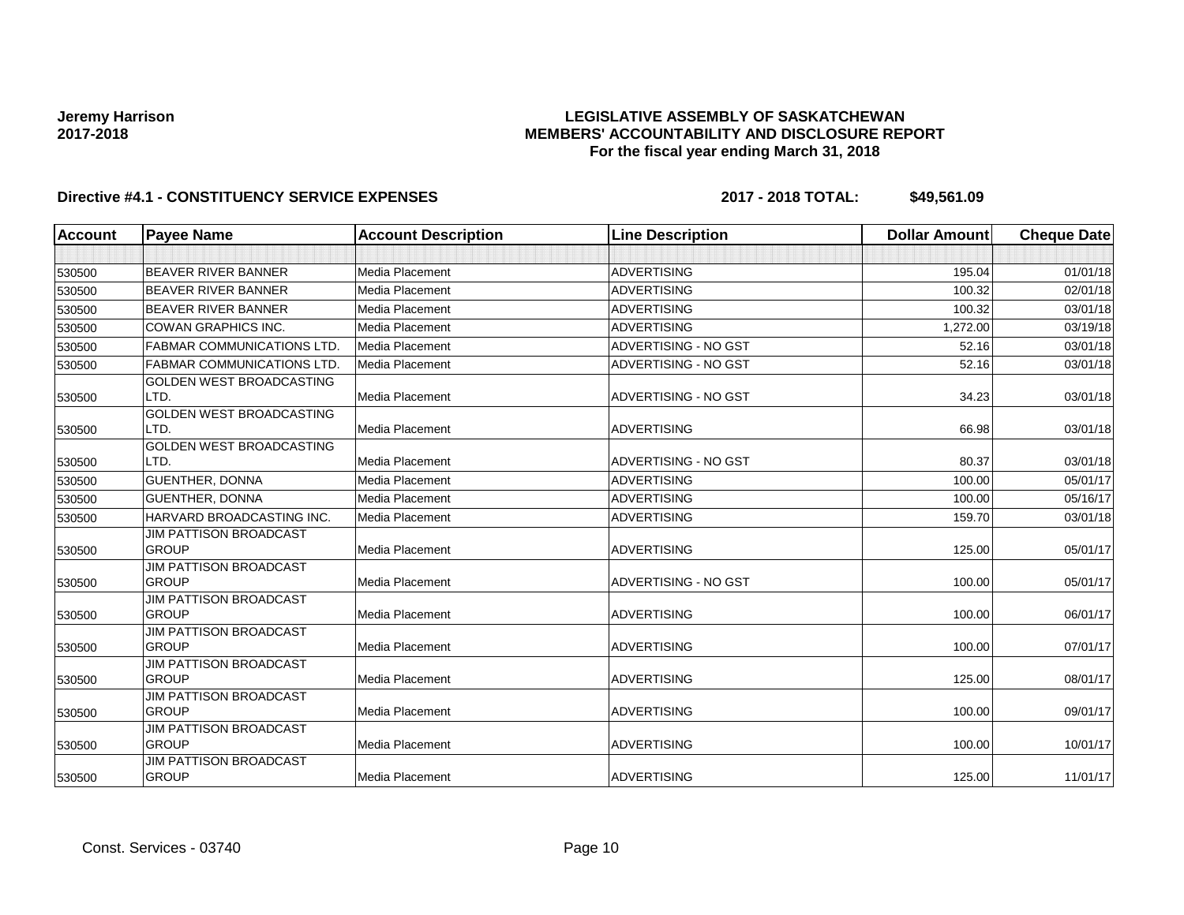**Jeremy Harrison**
**2017-2018**

**LEGISLATIVE ASSEMBLY OF SASKATCHEWAN**
**MEMBERS' ACCOUNTABILITY AND DISCLOSURE REPORT**
**For the fiscal year ending March 31, 2018**

**Directive #4.1 - CONSTITUENCY SERVICE EXPENSES** **2017 - 2018 TOTAL: $49,561.09**

| Account | Payee Name | Account Description | Line Description | Dollar Amount | Cheque Date |
|---|---|---|---|---|---|
| | | | | | |
| 530500 | BEAVER RIVER BANNER | Media Placement | ADVERTISING | 195.04 | 01/01/18 |
| 530500 | BEAVER RIVER BANNER | Media Placement | ADVERTISING | 100.32 | 02/01/18 |
| 530500 | BEAVER RIVER BANNER | Media Placement | ADVERTISING | 100.32 | 03/01/18 |
| 530500 | COWAN GRAPHICS INC. | Media Placement | ADVERTISING | 1,272.00 | 03/19/18 |
| 530500 | FABMAR COMMUNICATIONS LTD. | Media Placement | ADVERTISING - NO GST | 52.16 | 03/01/18 |
| 530500 | FABMAR COMMUNICATIONS LTD. | Media Placement | ADVERTISING - NO GST | 52.16 | 03/01/18 |
| 530500 | GOLDEN WEST BROADCASTING LTD. | Media Placement | ADVERTISING - NO GST | 34.23 | 03/01/18 |
| 530500 | GOLDEN WEST BROADCASTING LTD. | Media Placement | ADVERTISING | 66.98 | 03/01/18 |
| 530500 | GOLDEN WEST BROADCASTING LTD. | Media Placement | ADVERTISING - NO GST | 80.37 | 03/01/18 |
| 530500 | GUENTHER, DONNA | Media Placement | ADVERTISING | 100.00 | 05/01/17 |
| 530500 | GUENTHER, DONNA | Media Placement | ADVERTISING | 100.00 | 05/16/17 |
| 530500 | HARVARD BROADCASTING INC. | Media Placement | ADVERTISING | 159.70 | 03/01/18 |
| 530500 | JIM PATTISON BROADCAST GROUP | Media Placement | ADVERTISING | 125.00 | 05/01/17 |
| 530500 | JIM PATTISON BROADCAST GROUP | Media Placement | ADVERTISING - NO GST | 100.00 | 05/01/17 |
| 530500 | JIM PATTISON BROADCAST GROUP | Media Placement | ADVERTISING | 100.00 | 06/01/17 |
| 530500 | JIM PATTISON BROADCAST GROUP | Media Placement | ADVERTISING | 100.00 | 07/01/17 |
| 530500 | JIM PATTISON BROADCAST GROUP | Media Placement | ADVERTISING | 125.00 | 08/01/17 |
| 530500 | JIM PATTISON BROADCAST GROUP | Media Placement | ADVERTISING | 100.00 | 09/01/17 |
| 530500 | JIM PATTISON BROADCAST GROUP | Media Placement | ADVERTISING | 100.00 | 10/01/17 |
| 530500 | JIM PATTISON BROADCAST GROUP | Media Placement | ADVERTISING | 125.00 | 11/01/17 |

Const. Services - 03740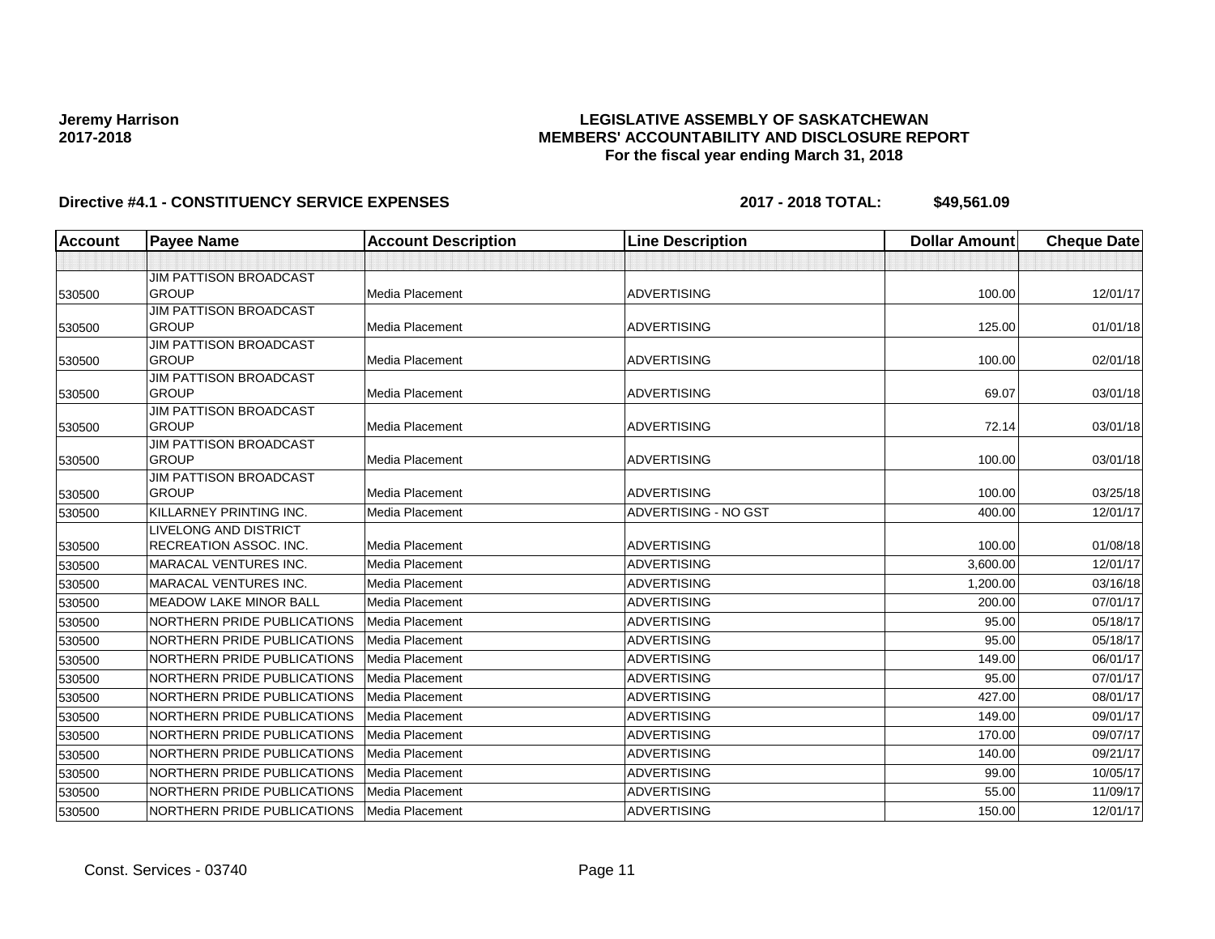**Jeremy Harrison**
**2017-2018**

**LEGISLATIVE ASSEMBLY OF SASKATCHEWAN**
**MEMBERS' ACCOUNTABILITY AND DISCLOSURE REPORT**
**For the fiscal year ending March 31, 2018**

**Directive #4.1 - CONSTITUENCY SERVICE EXPENSES** **2017 - 2018 TOTAL: $49,561.09**

| Account | Payee Name | Account Description | Line Description | Dollar Amount | Cheque Date |
|---|---|---|---|---|---|
| | | | | | |
| 530500 | JIM PATTISON BROADCAST GROUP | Media Placement | ADVERTISING | 100.00 | 12/01/17 |
| 530500 | JIM PATTISON BROADCAST GROUP | Media Placement | ADVERTISING | 125.00 | 01/01/18 |
| 530500 | JIM PATTISON BROADCAST GROUP | Media Placement | ADVERTISING | 100.00 | 02/01/18 |
| 530500 | JIM PATTISON BROADCAST GROUP | Media Placement | ADVERTISING | 69.07 | 03/01/18 |
| 530500 | JIM PATTISON BROADCAST GROUP | Media Placement | ADVERTISING | 72.14 | 03/01/18 |
| 530500 | JIM PATTISON BROADCAST GROUP | Media Placement | ADVERTISING | 100.00 | 03/01/18 |
| 530500 | JIM PATTISON BROADCAST GROUP | Media Placement | ADVERTISING | 100.00 | 03/25/18 |
| 530500 | KILLARNEY PRINTING INC. | Media Placement | ADVERTISING - NO GST | 400.00 | 12/01/17 |
| 530500 | LIVELONG AND DISTRICT RECREATION ASSOC. INC. | Media Placement | ADVERTISING | 100.00 | 01/08/18 |
| 530500 | MARACAL VENTURES INC. | Media Placement | ADVERTISING | 3,600.00 | 12/01/17 |
| 530500 | MARACAL VENTURES INC. | Media Placement | ADVERTISING | 1,200.00 | 03/16/18 |
| 530500 | MEADOW LAKE MINOR BALL | Media Placement | ADVERTISING | 200.00 | 07/01/17 |
| 530500 | NORTHERN PRIDE PUBLICATIONS | Media Placement | ADVERTISING | 95.00 | 05/18/17 |
| 530500 | NORTHERN PRIDE PUBLICATIONS | Media Placement | ADVERTISING | 95.00 | 05/18/17 |
| 530500 | NORTHERN PRIDE PUBLICATIONS | Media Placement | ADVERTISING | 149.00 | 06/01/17 |
| 530500 | NORTHERN PRIDE PUBLICATIONS | Media Placement | ADVERTISING | 95.00 | 07/01/17 |
| 530500 | NORTHERN PRIDE PUBLICATIONS | Media Placement | ADVERTISING | 427.00 | 08/01/17 |
| 530500 | NORTHERN PRIDE PUBLICATIONS | Media Placement | ADVERTISING | 149.00 | 09/01/17 |
| 530500 | NORTHERN PRIDE PUBLICATIONS | Media Placement | ADVERTISING | 170.00 | 09/07/17 |
| 530500 | NORTHERN PRIDE PUBLICATIONS | Media Placement | ADVERTISING | 140.00 | 09/21/17 |
| 530500 | NORTHERN PRIDE PUBLICATIONS | Media Placement | ADVERTISING | 99.00 | 10/05/17 |
| 530500 | NORTHERN PRIDE PUBLICATIONS | Media Placement | ADVERTISING | 55.00 | 11/09/17 |
| 530500 | NORTHERN PRIDE PUBLICATIONS | Media Placement | ADVERTISING | 150.00 | 12/01/17 |

Const. Services - 03740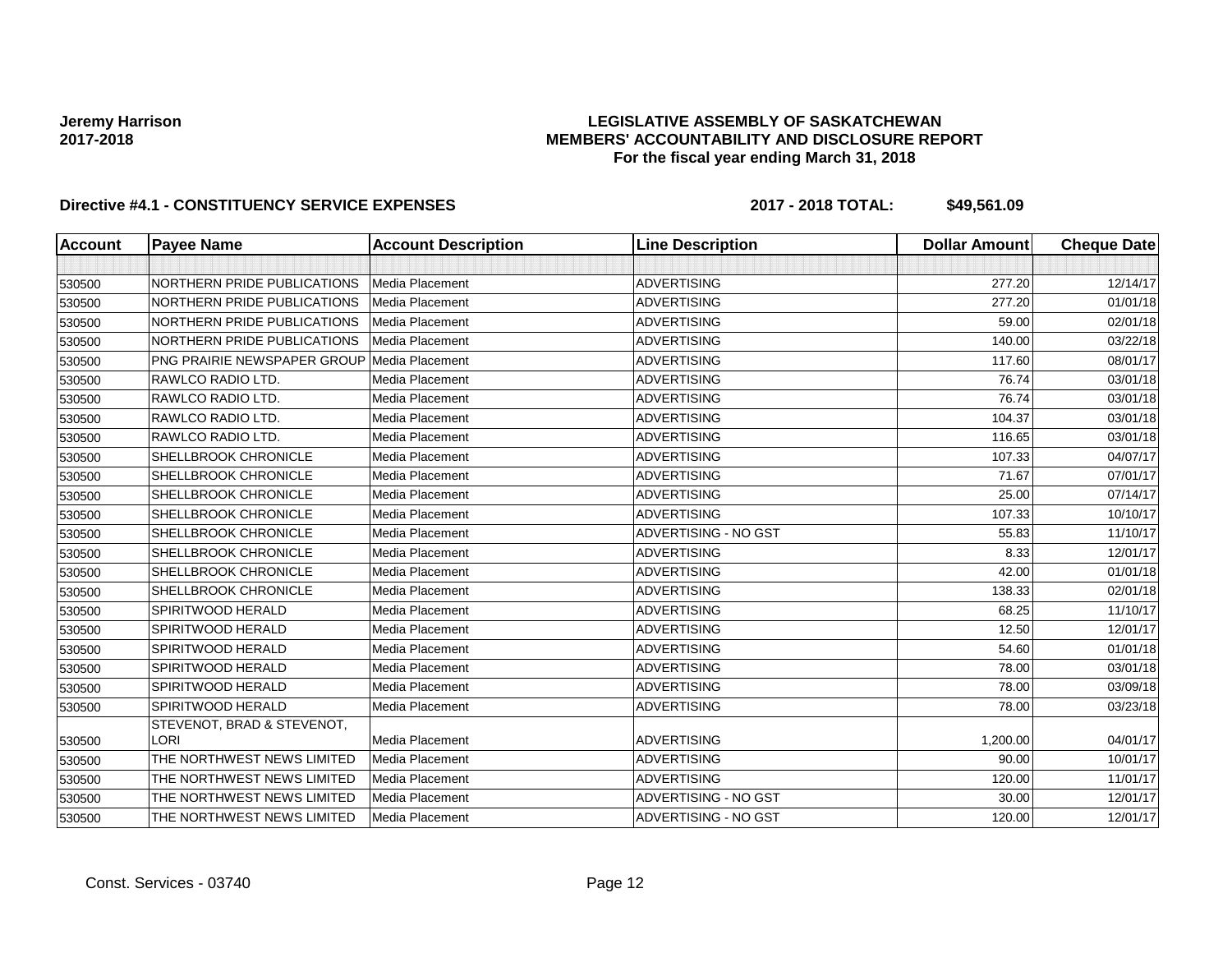**Jeremy Harrison**
**2017-2018**

**LEGISLATIVE ASSEMBLY OF SASKATCHEWAN**
**MEMBERS' ACCOUNTABILITY AND DISCLOSURE REPORT**
**For the fiscal year ending March 31, 2018**

**Directive #4.1 - CONSTITUENCY SERVICE EXPENSES** **2017 - 2018 TOTAL: $49,561.09**

| Account | Payee Name | Account Description | Line Description | Dollar Amount | Cheque Date |
|---|---|---|---|---|---|
| | | | | | |
| 530500 | NORTHERN PRIDE PUBLICATIONS | Media Placement | ADVERTISING | 277.20 | 12/14/17 |
| 530500 | NORTHERN PRIDE PUBLICATIONS | Media Placement | ADVERTISING | 277.20 | 01/01/18 |
| 530500 | NORTHERN PRIDE PUBLICATIONS | Media Placement | ADVERTISING | 59.00 | 02/01/18 |
| 530500 | NORTHERN PRIDE PUBLICATIONS | Media Placement | ADVERTISING | 140.00 | 03/22/18 |
| 530500 | PNG PRAIRIE NEWSPAPER GROUP | Media Placement | ADVERTISING | 117.60 | 08/01/17 |
| 530500 | RAWLCO RADIO LTD. | Media Placement | ADVERTISING | 76.74 | 03/01/18 |
| 530500 | RAWLCO RADIO LTD. | Media Placement | ADVERTISING | 76.74 | 03/01/18 |
| 530500 | RAWLCO RADIO LTD. | Media Placement | ADVERTISING | 104.37 | 03/01/18 |
| 530500 | RAWLCO RADIO LTD. | Media Placement | ADVERTISING | 116.65 | 03/01/18 |
| 530500 | SHELLBROOK CHRONICLE | Media Placement | ADVERTISING | 107.33 | 04/07/17 |
| 530500 | SHELLBROOK CHRONICLE | Media Placement | ADVERTISING | 71.67 | 07/01/17 |
| 530500 | SHELLBROOK CHRONICLE | Media Placement | ADVERTISING | 25.00 | 07/14/17 |
| 530500 | SHELLBROOK CHRONICLE | Media Placement | ADVERTISING | 107.33 | 10/10/17 |
| 530500 | SHELLBROOK CHRONICLE | Media Placement | ADVERTISING - NO GST | 55.83 | 11/10/17 |
| 530500 | SHELLBROOK CHRONICLE | Media Placement | ADVERTISING | 8.33 | 12/01/17 |
| 530500 | SHELLBROOK CHRONICLE | Media Placement | ADVERTISING | 42.00 | 01/01/18 |
| 530500 | SHELLBROOK CHRONICLE | Media Placement | ADVERTISING | 138.33 | 02/01/18 |
| 530500 | SPIRITWOOD HERALD | Media Placement | ADVERTISING | 68.25 | 11/10/17 |
| 530500 | SPIRITWOOD HERALD | Media Placement | ADVERTISING | 12.50 | 12/01/17 |
| 530500 | SPIRITWOOD HERALD | Media Placement | ADVERTISING | 54.60 | 01/01/18 |
| 530500 | SPIRITWOOD HERALD | Media Placement | ADVERTISING | 78.00 | 03/01/18 |
| 530500 | SPIRITWOOD HERALD | Media Placement | ADVERTISING | 78.00 | 03/09/18 |
| 530500 | SPIRITWOOD HERALD | Media Placement | ADVERTISING | 78.00 | 03/23/18 |
| 530500 | STEVENOT, BRAD & STEVENOT, LORI | Media Placement | ADVERTISING | 1,200.00 | 04/01/17 |
| 530500 | THE NORTHWEST NEWS LIMITED | Media Placement | ADVERTISING | 90.00 | 10/01/17 |
| 530500 | THE NORTHWEST NEWS LIMITED | Media Placement | ADVERTISING | 120.00 | 11/01/17 |
| 530500 | THE NORTHWEST NEWS LIMITED | Media Placement | ADVERTISING - NO GST | 30.00 | 12/01/17 |
| 530500 | THE NORTHWEST NEWS LIMITED | Media Placement | ADVERTISING - NO GST | 120.00 | 12/01/17 |

Const. Services - 03740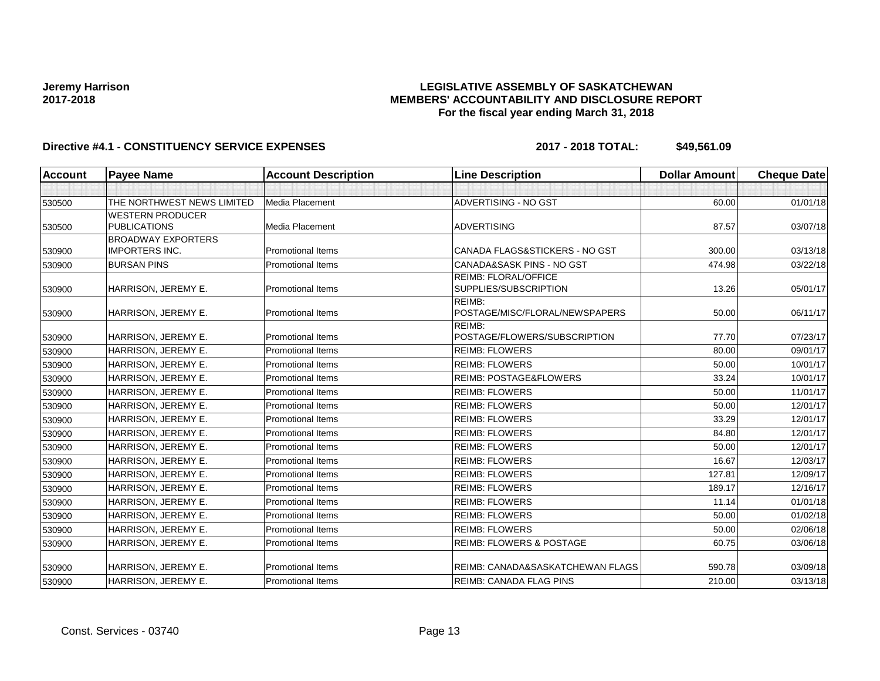**Jeremy Harrison**
**2017-2018**

**LEGISLATIVE ASSEMBLY OF SASKATCHEWAN**
**MEMBERS' ACCOUNTABILITY AND DISCLOSURE REPORT**
**For the fiscal year ending March 31, 2018**

**Directive #4.1 - CONSTITUENCY SERVICE EXPENSES** **2017 - 2018 TOTAL: $49,561.09**

| Account | Payee Name | Account Description | Line Description | Dollar Amount | Cheque Date |
|---|---|---|---|---|---|
| | | | | | |
| 530500 | THE NORTHWEST NEWS LIMITED | Media Placement | ADVERTISING - NO GST | 60.00 | 01/01/18 |
| 530500 | WESTERN PRODUCER PUBLICATIONS | Media Placement | ADVERTISING | 87.57 | 03/07/18 |
| 530900 | BROADWAY EXPORTERS IMPORTERS INC. | Promotional Items | CANADA FLAGS&STICKERS - NO GST | 300.00 | 03/13/18 |
| 530900 | BURSAN PINS | Promotional Items | CANADA&SASK PINS - NO GST | 474.98 | 03/22/18 |
| 530900 | HARRISON, JEREMY E. | Promotional Items | REIMB: FLORAL/OFFICE SUPPLIES/SUBSCRIPTION | 13.26 | 05/01/17 |
| 530900 | HARRISON, JEREMY E. | Promotional Items | REIMB: POSTAGE/MISC/FLORAL/NEWSPAPERS | 50.00 | 06/11/17 |
| 530900 | HARRISON, JEREMY E. | Promotional Items | REIMB: POSTAGE/FLOWERS/SUBSCRIPTION | 77.70 | 07/23/17 |
| 530900 | HARRISON, JEREMY E. | Promotional Items | REIMB: FLOWERS | 80.00 | 09/01/17 |
| 530900 | HARRISON, JEREMY E. | Promotional Items | REIMB: FLOWERS | 50.00 | 10/01/17 |
| 530900 | HARRISON, JEREMY E. | Promotional Items | REIMB: POSTAGE&FLOWERS | 33.24 | 10/01/17 |
| 530900 | HARRISON, JEREMY E. | Promotional Items | REIMB: FLOWERS | 50.00 | 11/01/17 |
| 530900 | HARRISON, JEREMY E. | Promotional Items | REIMB: FLOWERS | 50.00 | 12/01/17 |
| 530900 | HARRISON, JEREMY E. | Promotional Items | REIMB: FLOWERS | 33.29 | 12/01/17 |
| 530900 | HARRISON, JEREMY E. | Promotional Items | REIMB: FLOWERS | 84.80 | 12/01/17 |
| 530900 | HARRISON, JEREMY E. | Promotional Items | REIMB: FLOWERS | 50.00 | 12/01/17 |
| 530900 | HARRISON, JEREMY E. | Promotional Items | REIMB: FLOWERS | 16.67 | 12/03/17 |
| 530900 | HARRISON, JEREMY E. | Promotional Items | REIMB: FLOWERS | 127.81 | 12/09/17 |
| 530900 | HARRISON, JEREMY E. | Promotional Items | REIMB: FLOWERS | 189.17 | 12/16/17 |
| 530900 | HARRISON, JEREMY E. | Promotional Items | REIMB: FLOWERS | 11.14 | 01/01/18 |
| 530900 | HARRISON, JEREMY E. | Promotional Items | REIMB: FLOWERS | 50.00 | 01/02/18 |
| 530900 | HARRISON, JEREMY E. | Promotional Items | REIMB: FLOWERS | 50.00 | 02/06/18 |
| 530900 | HARRISON, JEREMY E. | Promotional Items | REIMB: FLOWERS & POSTAGE | 60.75 | 03/06/18 |
| 530900 | HARRISON, JEREMY E. | Promotional Items | REIMB: CANADA&SASKATCHEWAN FLAGS | 590.78 | 03/09/18 |
| 530900 | HARRISON, JEREMY E. | Promotional Items | REIMB: CANADA FLAG PINS | 210.00 | 03/13/18 |

Const. Services - 03740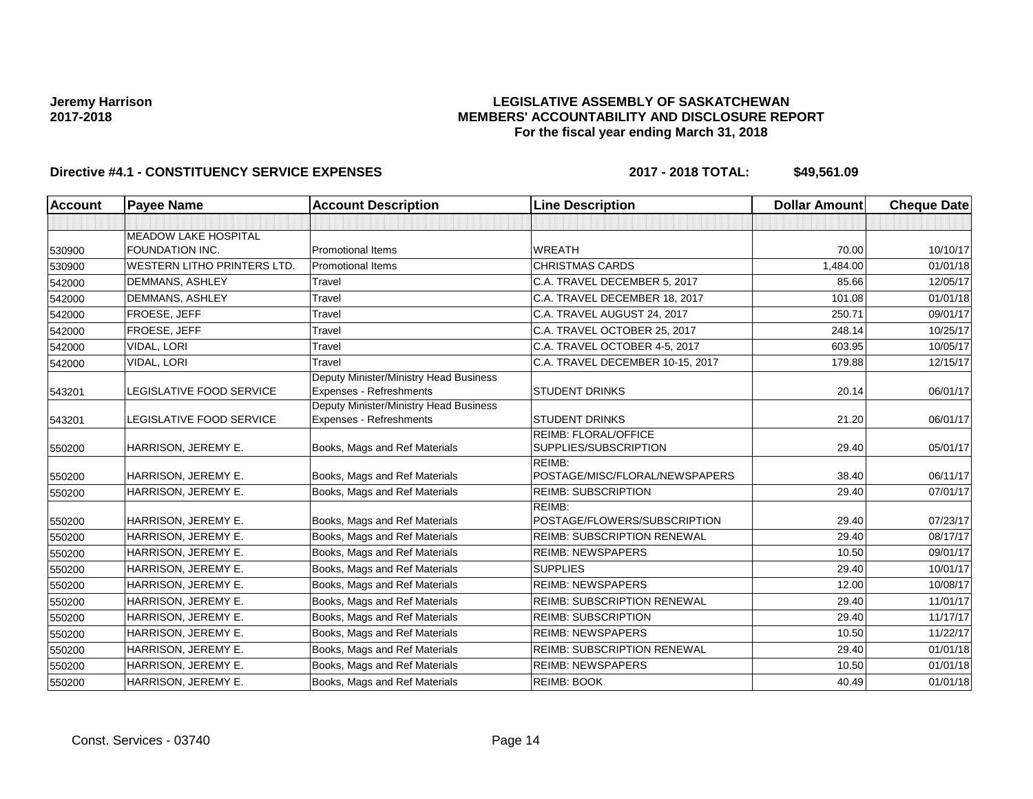**Jeremy Harrison**
**2017-2018**

**LEGISLATIVE ASSEMBLY OF SASKATCHEWAN**
**MEMBERS' ACCOUNTABILITY AND DISCLOSURE REPORT**
**For the fiscal year ending March 31, 2018**

**Directive #4.1 - CONSTITUENCY SERVICE EXPENSES** **2017 - 2018 TOTAL: $49,561.09**

| Account | Payee Name | Account Description | Line Description | Dollar Amount | Cheque Date |
|---|---|---|---|---|---|
| | | | | | |
| 530900 | MEADOW LAKE HOSPITAL FOUNDATION INC. | Promotional Items | WREATH | 70.00 | 10/10/17 |
| 530900 | WESTERN LITHO PRINTERS LTD. | Promotional Items | CHRISTMAS CARDS | 1,484.00 | 01/01/18 |
| 542000 | DEMMANS, ASHLEY | Travel | C.A. TRAVEL DECEMBER 5, 2017 | 85.66 | 12/05/17 |
| 542000 | DEMMANS, ASHLEY | Travel | C.A. TRAVEL DECEMBER 18, 2017 | 101.08 | 01/01/18 |
| 542000 | FROESE, JEFF | Travel | C.A. TRAVEL AUGUST 24, 2017 | 250.71 | 09/01/17 |
| 542000 | FROESE, JEFF | Travel | C.A. TRAVEL OCTOBER 25, 2017 | 248.14 | 10/25/17 |
| 542000 | VIDAL, LORI | Travel | C.A. TRAVEL OCTOBER 4-5, 2017 | 603.95 | 10/05/17 |
| 542000 | VIDAL, LORI | Travel | C.A. TRAVEL DECEMBER 10-15, 2017 | 179.88 | 12/15/17 |
| 543201 | LEGISLATIVE FOOD SERVICE | Deputy Minister/Ministry Head Business Expenses - Refreshments | STUDENT DRINKS | 20.14 | 06/01/17 |
| 543201 | LEGISLATIVE FOOD SERVICE | Deputy Minister/Ministry Head Business Expenses - Refreshments | STUDENT DRINKS | 21.20 | 06/01/17 |
| 550200 | HARRISON, JEREMY E. | Books, Mags and Ref Materials | REIMB: FLORAL/OFFICE SUPPLIES/SUBSCRIPTION | 29.40 | 05/01/17 |
| 550200 | HARRISON, JEREMY E. | Books, Mags and Ref Materials | REIMB: POSTAGE/MISC/FLORAL/NEWSPAPERS | 38.40 | 06/11/17 |
| 550200 | HARRISON, JEREMY E. | Books, Mags and Ref Materials | REIMB: SUBSCRIPTION | 29.40 | 07/01/17 |
| 550200 | HARRISON, JEREMY E. | Books, Mags and Ref Materials | REIMB: POSTAGE/FLOWERS/SUBSCRIPTION | 29.40 | 07/23/17 |
| 550200 | HARRISON, JEREMY E. | Books, Mags and Ref Materials | REIMB: SUBSCRIPTION RENEWAL | 29.40 | 08/17/17 |
| 550200 | HARRISON, JEREMY E. | Books, Mags and Ref Materials | REIMB: NEWSPAPERS | 10.50 | 09/01/17 |
| 550200 | HARRISON, JEREMY E. | Books, Mags and Ref Materials | SUPPLIES | 29.40 | 10/01/17 |
| 550200 | HARRISON, JEREMY E. | Books, Mags and Ref Materials | REIMB: NEWSPAPERS | 12.00 | 10/08/17 |
| 550200 | HARRISON, JEREMY E. | Books, Mags and Ref Materials | REIMB: SUBSCRIPTION RENEWAL | 29.40 | 11/01/17 |
| 550200 | HARRISON, JEREMY E. | Books, Mags and Ref Materials | REIMB: SUBSCRIPTION | 29.40 | 11/17/17 |
| 550200 | HARRISON, JEREMY E. | Books, Mags and Ref Materials | REIMB: NEWSPAPERS | 10.50 | 11/22/17 |
| 550200 | HARRISON, JEREMY E. | Books, Mags and Ref Materials | REIMB: SUBSCRIPTION RENEWAL | 29.40 | 01/01/18 |
| 550200 | HARRISON, JEREMY E. | Books, Mags and Ref Materials | REIMB: NEWSPAPERS | 10.50 | 01/01/18 |
| 550200 | HARRISON, JEREMY E. | Books, Mags and Ref Materials | REIMB: BOOK | 40.49 | 01/01/18 |

Const. Services - 03740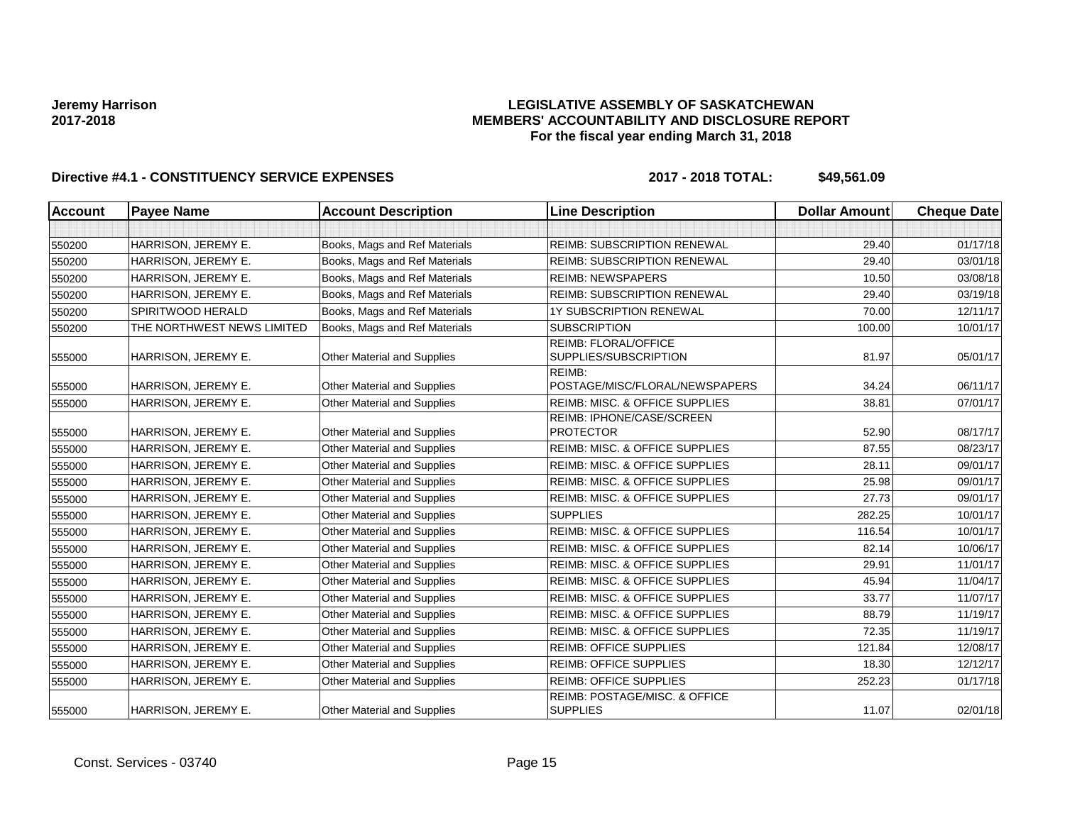**Jeremy Harrison**
**2017-2018**

**LEGISLATIVE ASSEMBLY OF SASKATCHEWAN**
**MEMBERS' ACCOUNTABILITY AND DISCLOSURE REPORT**
**For the fiscal year ending March 31, 2018**

**Directive #4.1 - CONSTITUENCY SERVICE EXPENSES** **2017 - 2018 TOTAL: $49,561.09**

| Account | Payee Name | Account Description | Line Description | Dollar Amount | Cheque Date |
|---|---|---|---|---|---|
| | | | | | |
| 550200 | HARRISON, JEREMY E. | Books, Mags and Ref Materials | REIMB: SUBSCRIPTION RENEWAL | 29.40 | 01/17/18 |
| 550200 | HARRISON, JEREMY E. | Books, Mags and Ref Materials | REIMB: SUBSCRIPTION RENEWAL | 29.40 | 03/01/18 |
| 550200 | HARRISON, JEREMY E. | Books, Mags and Ref Materials | REIMB: NEWSPAPERS | 10.50 | 03/08/18 |
| 550200 | HARRISON, JEREMY E. | Books, Mags and Ref Materials | REIMB: SUBSCRIPTION RENEWAL | 29.40 | 03/19/18 |
| 550200 | SPIRITWOOD HERALD | Books, Mags and Ref Materials | 1Y SUBSCRIPTION RENEWAL | 70.00 | 12/11/17 |
| 550200 | THE NORTHWEST NEWS LIMITED | Books, Mags and Ref Materials | SUBSCRIPTION | 100.00 | 10/01/17 |
| 555000 | HARRISON, JEREMY E. | Other Material and Supplies | REIMB: FLORAL/OFFICE SUPPLIES/SUBSCRIPTION | 81.97 | 05/01/17 |
| 555000 | HARRISON, JEREMY E. | Other Material and Supplies | REIMB: POSTAGE/MISC/FLORAL/NEWSPAPERS | 34.24 | 06/11/17 |
| 555000 | HARRISON, JEREMY E. | Other Material and Supplies | REIMB: MISC. & OFFICE SUPPLIES | 38.81 | 07/01/17 |
| 555000 | HARRISON, JEREMY E. | Other Material and Supplies | REIMB: IPHONE/CASE/SCREEN PROTECTOR | 52.90 | 08/17/17 |
| 555000 | HARRISON, JEREMY E. | Other Material and Supplies | REIMB: MISC. & OFFICE SUPPLIES | 87.55 | 08/23/17 |
| 555000 | HARRISON, JEREMY E. | Other Material and Supplies | REIMB: MISC. & OFFICE SUPPLIES | 28.11 | 09/01/17 |
| 555000 | HARRISON, JEREMY E. | Other Material and Supplies | REIMB: MISC. & OFFICE SUPPLIES | 25.98 | 09/01/17 |
| 555000 | HARRISON, JEREMY E. | Other Material and Supplies | REIMB: MISC. & OFFICE SUPPLIES | 27.73 | 09/01/17 |
| 555000 | HARRISON, JEREMY E. | Other Material and Supplies | SUPPLIES | 282.25 | 10/01/17 |
| 555000 | HARRISON, JEREMY E. | Other Material and Supplies | REIMB: MISC. & OFFICE SUPPLIES | 116.54 | 10/01/17 |
| 555000 | HARRISON, JEREMY E. | Other Material and Supplies | REIMB: MISC. & OFFICE SUPPLIES | 82.14 | 10/06/17 |
| 555000 | HARRISON, JEREMY E. | Other Material and Supplies | REIMB: MISC. & OFFICE SUPPLIES | 29.91 | 11/01/17 |
| 555000 | HARRISON, JEREMY E. | Other Material and Supplies | REIMB: MISC. & OFFICE SUPPLIES | 45.94 | 11/04/17 |
| 555000 | HARRISON, JEREMY E. | Other Material and Supplies | REIMB: MISC. & OFFICE SUPPLIES | 33.77 | 11/07/17 |
| 555000 | HARRISON, JEREMY E. | Other Material and Supplies | REIMB: MISC. & OFFICE SUPPLIES | 88.79 | 11/19/17 |
| 555000 | HARRISON, JEREMY E. | Other Material and Supplies | REIMB: MISC. & OFFICE SUPPLIES | 72.35 | 11/19/17 |
| 555000 | HARRISON, JEREMY E. | Other Material and Supplies | REIMB: OFFICE SUPPLIES | 121.84 | 12/08/17 |
| 555000 | HARRISON, JEREMY E. | Other Material and Supplies | REIMB: OFFICE SUPPLIES | 18.30 | 12/12/17 |
| 555000 | HARRISON, JEREMY E. | Other Material and Supplies | REIMB: OFFICE SUPPLIES | 252.23 | 01/17/18 |
| 555000 | HARRISON, JEREMY E. | Other Material and Supplies | REIMB: POSTAGE/MISC. & OFFICE SUPPLIES | 11.07 | 02/01/18 |

Const. Services - 03740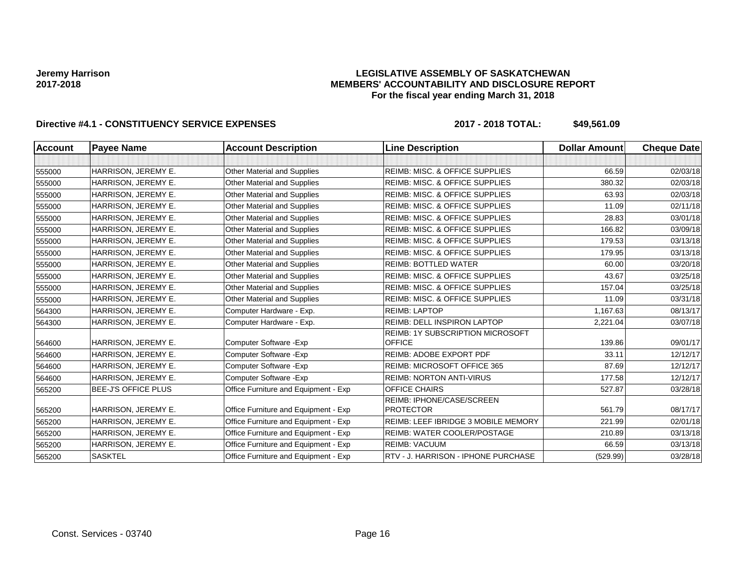**Jeremy Harrison**
**2017-2018**

**LEGISLATIVE ASSEMBLY OF SASKATCHEWAN**
**MEMBERS' ACCOUNTABILITY AND DISCLOSURE REPORT**
**For the fiscal year ending March 31, 2018**

**Directive #4.1 - CONSTITUENCY SERVICE EXPENSES** **2017 - 2018 TOTAL: $49,561.09**

| Account | Payee Name | Account Description | Line Description | Dollar Amount | Cheque Date |
|---|---|---|---|---|---|
| | | | | | |
| 555000 | HARRISON, JEREMY E. | Other Material and Supplies | REIMB: MISC. & OFFICE SUPPLIES | 66.59 | 02/03/18 |
| 555000 | HARRISON, JEREMY E. | Other Material and Supplies | REIMB: MISC. & OFFICE SUPPLIES | 380.32 | 02/03/18 |
| 555000 | HARRISON, JEREMY E. | Other Material and Supplies | REIMB: MISC. & OFFICE SUPPLIES | 63.93 | 02/03/18 |
| 555000 | HARRISON, JEREMY E. | Other Material and Supplies | REIMB: MISC. & OFFICE SUPPLIES | 11.09 | 02/11/18 |
| 555000 | HARRISON, JEREMY E. | Other Material and Supplies | REIMB: MISC. & OFFICE SUPPLIES | 28.83 | 03/01/18 |
| 555000 | HARRISON, JEREMY E. | Other Material and Supplies | REIMB: MISC. & OFFICE SUPPLIES | 166.82 | 03/09/18 |
| 555000 | HARRISON, JEREMY E. | Other Material and Supplies | REIMB: MISC. & OFFICE SUPPLIES | 179.53 | 03/13/18 |
| 555000 | HARRISON, JEREMY E. | Other Material and Supplies | REIMB: MISC. & OFFICE SUPPLIES | 179.95 | 03/13/18 |
| 555000 | HARRISON, JEREMY E. | Other Material and Supplies | REIMB: BOTTLED WATER | 60.00 | 03/20/18 |
| 555000 | HARRISON, JEREMY E. | Other Material and Supplies | REIMB: MISC. & OFFICE SUPPLIES | 43.67 | 03/25/18 |
| 555000 | HARRISON, JEREMY E. | Other Material and Supplies | REIMB: MISC. & OFFICE SUPPLIES | 157.04 | 03/25/18 |
| 555000 | HARRISON, JEREMY E. | Other Material and Supplies | REIMB: MISC. & OFFICE SUPPLIES | 11.09 | 03/31/18 |
| 564300 | HARRISON, JEREMY E. | Computer Hardware - Exp. | REIMB: LAPTOP | 1,167.63 | 08/13/17 |
| 564300 | HARRISON, JEREMY E. | Computer Hardware - Exp. | REIMB: DELL INSPIRON LAPTOP | 2,221.04 | 03/07/18 |
| 564600 | HARRISON, JEREMY E. | Computer Software -Exp | REIMB: 1Y SUBSCRIPTION MICROSOFT OFFICE | 139.86 | 09/01/17 |
| 564600 | HARRISON, JEREMY E. | Computer Software -Exp | REIMB: ADOBE EXPORT PDF | 33.11 | 12/12/17 |
| 564600 | HARRISON, JEREMY E. | Computer Software -Exp | REIMB: MICROSOFT OFFICE 365 | 87.69 | 12/12/17 |
| 564600 | HARRISON, JEREMY E. | Computer Software -Exp | REIMB: NORTON ANTI-VIRUS | 177.58 | 12/12/17 |
| 565200 | BEE-J'S OFFICE PLUS | Office Furniture and Equipment - Exp | OFFICE CHAIRS | 527.87 | 03/28/18 |
| 565200 | HARRISON, JEREMY E. | Office Furniture and Equipment - Exp | REIMB: IPHONE/CASE/SCREEN PROTECTOR | 561.79 | 08/17/17 |
| 565200 | HARRISON, JEREMY E. | Office Furniture and Equipment - Exp | REIMB: LEEF IBRIDGE 3 MOBILE MEMORY | 221.99 | 02/01/18 |
| 565200 | HARRISON, JEREMY E. | Office Furniture and Equipment - Exp | REIMB: WATER COOLER/POSTAGE | 210.89 | 03/13/18 |
| 565200 | HARRISON, JEREMY E. | Office Furniture and Equipment - Exp | REIMB: VACUUM | 66.59 | 03/13/18 |
| 565200 | SASKTEL | Office Furniture and Equipment - Exp | RTV - J. HARRISON - IPHONE PURCHASE | (529.99) | 03/28/18 |

Const. Services - 03740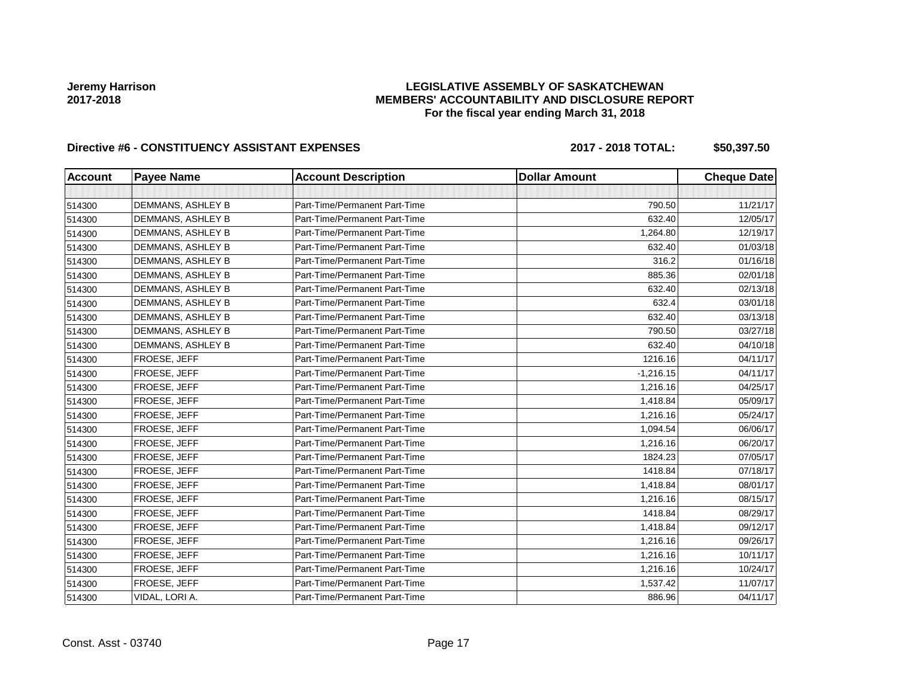**Jeremy Harrison**
**2017-2018**

**LEGISLATIVE ASSEMBLY OF SASKATCHEWAN**
**MEMBERS' ACCOUNTABILITY AND DISCLOSURE REPORT**
**For the fiscal year ending March 31, 2018**

**Directive #6 - CONSTITUENCY ASSISTANT EXPENSES** **2017 - 2018 TOTAL: $50,397.50**

| Account | Payee Name | Account Description | Dollar Amount | Cheque Date |
|---|---|---|---|---|
| | | | | |
| 514300 | DEMMANS, ASHLEY B | Part-Time/Permanent Part-Time | 790.50 | 11/21/17 |
| 514300 | DEMMANS, ASHLEY B | Part-Time/Permanent Part-Time | 632.40 | 12/05/17 |
| 514300 | DEMMANS, ASHLEY B | Part-Time/Permanent Part-Time | 1,264.80 | 12/19/17 |
| 514300 | DEMMANS, ASHLEY B | Part-Time/Permanent Part-Time | 632.40 | 01/03/18 |
| 514300 | DEMMANS, ASHLEY B | Part-Time/Permanent Part-Time | 316.2 | 01/16/18 |
| 514300 | DEMMANS, ASHLEY B | Part-Time/Permanent Part-Time | 885.36 | 02/01/18 |
| 514300 | DEMMANS, ASHLEY B | Part-Time/Permanent Part-Time | 632.40 | 02/13/18 |
| 514300 | DEMMANS, ASHLEY B | Part-Time/Permanent Part-Time | 632.4 | 03/01/18 |
| 514300 | DEMMANS, ASHLEY B | Part-Time/Permanent Part-Time | 632.40 | 03/13/18 |
| 514300 | DEMMANS, ASHLEY B | Part-Time/Permanent Part-Time | 790.50 | 03/27/18 |
| 514300 | DEMMANS, ASHLEY B | Part-Time/Permanent Part-Time | 632.40 | 04/10/18 |
| 514300 | FROESE, JEFF | Part-Time/Permanent Part-Time | 1216.16 | 04/11/17 |
| 514300 | FROESE, JEFF | Part-Time/Permanent Part-Time | -1,216.15 | 04/11/17 |
| 514300 | FROESE, JEFF | Part-Time/Permanent Part-Time | 1,216.16 | 04/25/17 |
| 514300 | FROESE, JEFF | Part-Time/Permanent Part-Time | 1,418.84 | 05/09/17 |
| 514300 | FROESE, JEFF | Part-Time/Permanent Part-Time | 1,216.16 | 05/24/17 |
| 514300 | FROESE, JEFF | Part-Time/Permanent Part-Time | 1,094.54 | 06/06/17 |
| 514300 | FROESE, JEFF | Part-Time/Permanent Part-Time | 1,216.16 | 06/20/17 |
| 514300 | FROESE, JEFF | Part-Time/Permanent Part-Time | 1824.23 | 07/05/17 |
| 514300 | FROESE, JEFF | Part-Time/Permanent Part-Time | 1418.84 | 07/18/17 |
| 514300 | FROESE, JEFF | Part-Time/Permanent Part-Time | 1,418.84 | 08/01/17 |
| 514300 | FROESE, JEFF | Part-Time/Permanent Part-Time | 1,216.16 | 08/15/17 |
| 514300 | FROESE, JEFF | Part-Time/Permanent Part-Time | 1418.84 | 08/29/17 |
| 514300 | FROESE, JEFF | Part-Time/Permanent Part-Time | 1,418.84 | 09/12/17 |
| 514300 | FROESE, JEFF | Part-Time/Permanent Part-Time | 1,216.16 | 09/26/17 |
| 514300 | FROESE, JEFF | Part-Time/Permanent Part-Time | 1,216.16 | 10/11/17 |
| 514300 | FROESE, JEFF | Part-Time/Permanent Part-Time | 1,216.16 | 10/24/17 |
| 514300 | FROESE, JEFF | Part-Time/Permanent Part-Time | 1,537.42 | 11/07/17 |
| 514300 | VIDAL, LORI A. | Part-Time/Permanent Part-Time | 886.96 | 04/11/17 |

Const. Asst - 03740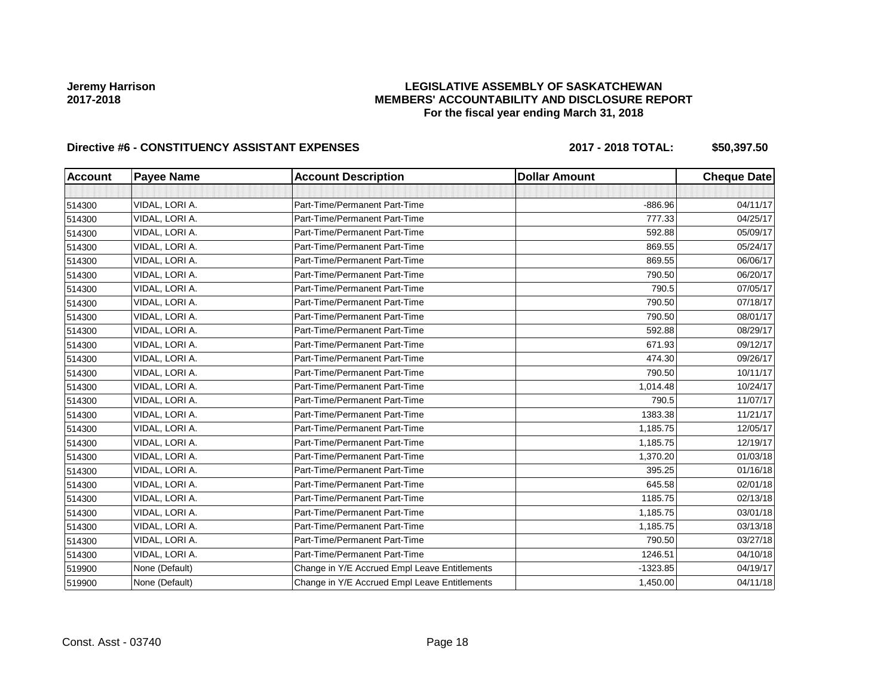**Jeremy Harrison**
**2017-2018**

**LEGISLATIVE ASSEMBLY OF SASKATCHEWAN**
**MEMBERS' ACCOUNTABILITY AND DISCLOSURE REPORT**
**For the fiscal year ending March 31, 2018**

**Directive #6 - CONSTITUENCY ASSISTANT EXPENSES** **2017 - 2018 TOTAL: $50,397.50**

| Account | Payee Name | Account Description | Dollar Amount | Cheque Date |
|---|---|---|---|---|
| | | | | |
| 514300 | VIDAL, LORI A. | Part-Time/Permanent Part-Time | -886.96 | 04/11/17 |
| 514300 | VIDAL, LORI A. | Part-Time/Permanent Part-Time | 777.33 | 04/25/17 |
| 514300 | VIDAL, LORI A. | Part-Time/Permanent Part-Time | 592.88 | 05/09/17 |
| 514300 | VIDAL, LORI A. | Part-Time/Permanent Part-Time | 869.55 | 05/24/17 |
| 514300 | VIDAL, LORI A. | Part-Time/Permanent Part-Time | 869.55 | 06/06/17 |
| 514300 | VIDAL, LORI A. | Part-Time/Permanent Part-Time | 790.50 | 06/20/17 |
| 514300 | VIDAL, LORI A. | Part-Time/Permanent Part-Time | 790.5 | 07/05/17 |
| 514300 | VIDAL, LORI A. | Part-Time/Permanent Part-Time | 790.50 | 07/18/17 |
| 514300 | VIDAL, LORI A. | Part-Time/Permanent Part-Time | 790.50 | 08/01/17 |
| 514300 | VIDAL, LORI A. | Part-Time/Permanent Part-Time | 592.88 | 08/29/17 |
| 514300 | VIDAL, LORI A. | Part-Time/Permanent Part-Time | 671.93 | 09/12/17 |
| 514300 | VIDAL, LORI A. | Part-Time/Permanent Part-Time | 474.30 | 09/26/17 |
| 514300 | VIDAL, LORI A. | Part-Time/Permanent Part-Time | 790.50 | 10/11/17 |
| 514300 | VIDAL, LORI A. | Part-Time/Permanent Part-Time | 1,014.48 | 10/24/17 |
| 514300 | VIDAL, LORI A. | Part-Time/Permanent Part-Time | 790.5 | 11/07/17 |
| 514300 | VIDAL, LORI A. | Part-Time/Permanent Part-Time | 1383.38 | 11/21/17 |
| 514300 | VIDAL, LORI A. | Part-Time/Permanent Part-Time | 1,185.75 | 12/05/17 |
| 514300 | VIDAL, LORI A. | Part-Time/Permanent Part-Time | 1,185.75 | 12/19/17 |
| 514300 | VIDAL, LORI A. | Part-Time/Permanent Part-Time | 1,370.20 | 01/03/18 |
| 514300 | VIDAL, LORI A. | Part-Time/Permanent Part-Time | 395.25 | 01/16/18 |
| 514300 | VIDAL, LORI A. | Part-Time/Permanent Part-Time | 645.58 | 02/01/18 |
| 514300 | VIDAL, LORI A. | Part-Time/Permanent Part-Time | 1185.75 | 02/13/18 |
| 514300 | VIDAL, LORI A. | Part-Time/Permanent Part-Time | 1,185.75 | 03/01/18 |
| 514300 | VIDAL, LORI A. | Part-Time/Permanent Part-Time | 1,185.75 | 03/13/18 |
| 514300 | VIDAL, LORI A. | Part-Time/Permanent Part-Time | 790.50 | 03/27/18 |
| 514300 | VIDAL, LORI A. | Part-Time/Permanent Part-Time | 1246.51 | 04/10/18 |
| 519900 | None (Default) | Change in Y/E Accrued Empl Leave Entitlements | -1323.85 | 04/19/17 |
| 519900 | None (Default) | Change in Y/E Accrued Empl Leave Entitlements | 1,450.00 | 04/11/18 |

Const. Asst - 03740